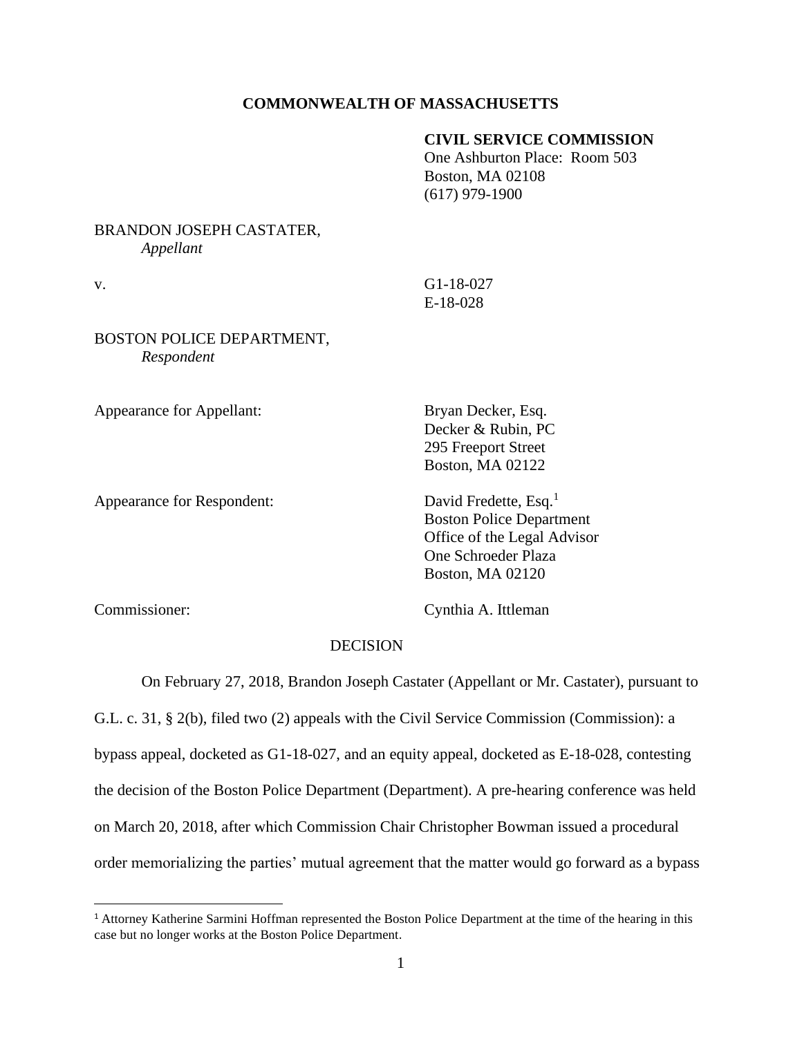**COMMONWEALTH OF MASSACHUSETTS**

**CIVIL SERVICE COMMISSION**
One Ashburton Place: Room 503
Boston, MA 02108
(617) 979-1900

BRANDON JOSEPH CASTATER,
*Appellant*

v.

G1-18-027
E-18-028

BOSTON POLICE DEPARTMENT,
*Respondent*

Appearance for Appellant:

Bryan Decker, Esq.
Decker & Rubin, PC
295 Freeport Street
Boston, MA 02122

Appearance for Respondent:

David Fredette, Esq.[1]
Boston Police Department
Office of the Legal Advisor
One Schroeder Plaza
Boston, MA 02120

Commissioner:

Cynthia A. Ittleman

DECISION

On February 27, 2018, Brandon Joseph Castater (Appellant or Mr. Castater), pursuant to G.L. c. 31, § 2(b), filed two (2) appeals with the Civil Service Commission (Commission): a bypass appeal, docketed as G1-18-027, and an equity appeal, docketed as E-18-028, contesting the decision of the Boston Police Department (Department). A pre-hearing conference was held on March 20, 2018, after which Commission Chair Christopher Bowman issued a procedural order memorializing the parties' mutual agreement that the matter would go forward as a bypass

[1] Attorney Katherine Sarmini Hoffman represented the Boston Police Department at the time of the hearing in this case but no longer works at the Boston Police Department.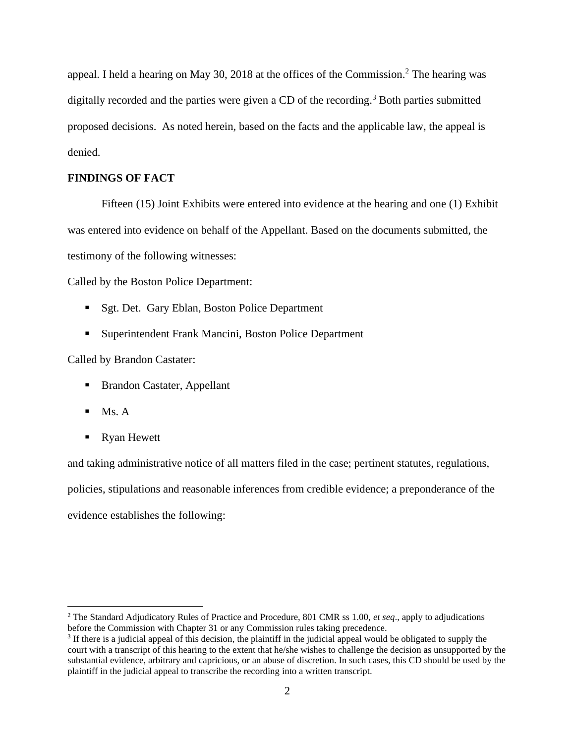appeal. I held a hearing on May 30, 2018 at the offices of the Commission.[2] The hearing was digitally recorded and the parties were given a CD of the recording.[3] Both parties submitted proposed decisions. As noted herein, based on the facts and the applicable law, the appeal is denied.

**FINDINGS OF FACT**

Fifteen (15) Joint Exhibits were entered into evidence at the hearing and one (1) Exhibit was entered into evidence on behalf of the Appellant. Based on the documents submitted, the testimony of the following witnesses:

Called by the Boston Police Department:

- Sgt. Det. Gary Eblan, Boston Police Department
- Superintendent Frank Mancini, Boston Police Department

Called by Brandon Castater:

- Brandon Castater, Appellant
- Ms. A
- Ryan Hewett

and taking administrative notice of all matters filed in the case; pertinent statutes, regulations, policies, stipulations and reasonable inferences from credible evidence; a preponderance of the evidence establishes the following:

---

[2] The Standard Adjudicatory Rules of Practice and Procedure, 801 CMR ss 1.00, *et seq*., apply to adjudications before the Commission with Chapter 31 or any Commission rules taking precedence.

[3] If there is a judicial appeal of this decision, the plaintiff in the judicial appeal would be obligated to supply the court with a transcript of this hearing to the extent that he/she wishes to challenge the decision as unsupported by the substantial evidence, arbitrary and capricious, or an abuse of discretion. In such cases, this CD should be used by the plaintiff in the judicial appeal to transcribe the recording into a written transcript.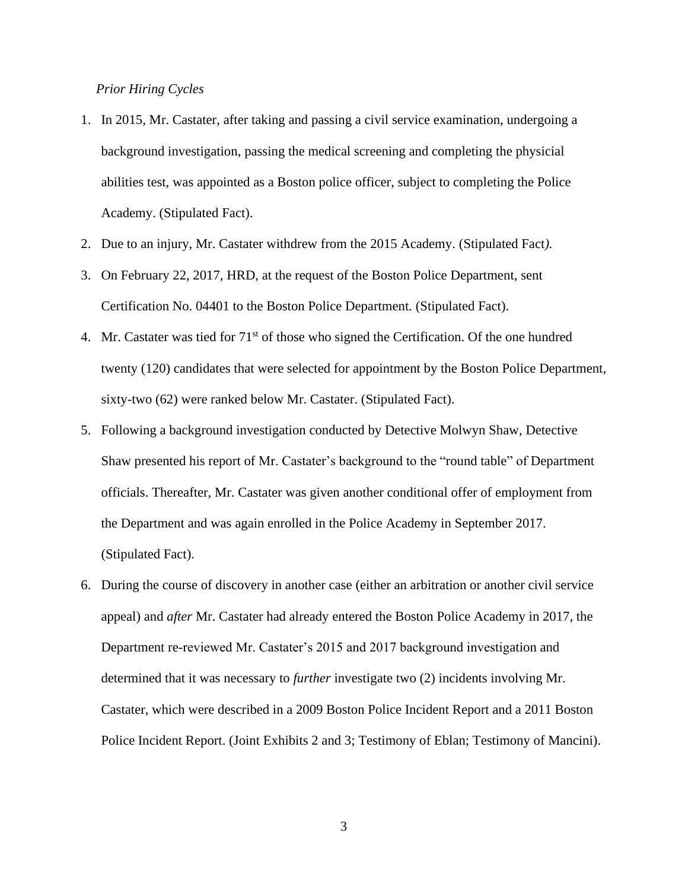*Prior Hiring Cycles*

1. In 2015, Mr. Castater, after taking and passing a civil service examination, undergoing a background investigation, passing the medical screening and completing the physicial abilities test, was appointed as a Boston police officer, subject to completing the Police Academy. (Stipulated Fact).
2. Due to an injury, Mr. Castater withdrew from the 2015 Academy. (Stipulated Fact*).*
3. On February 22, 2017, HRD, at the request of the Boston Police Department, sent Certification No. 04401 to the Boston Police Department. (Stipulated Fact).
4. Mr. Castater was tied for 71st of those who signed the Certification. Of the one hundred twenty (120) candidates that were selected for appointment by the Boston Police Department, sixty-two (62) were ranked below Mr. Castater. (Stipulated Fact).
5. Following a background investigation conducted by Detective Molwyn Shaw, Detective Shaw presented his report of Mr. Castater's background to the "round table" of Department officials. Thereafter, Mr. Castater was given another conditional offer of employment from the Department and was again enrolled in the Police Academy in September 2017. (Stipulated Fact).
6. During the course of discovery in another case (either an arbitration or another civil service appeal) and *after* Mr. Castater had already entered the Boston Police Academy in 2017, the Department re-reviewed Mr. Castater's 2015 and 2017 background investigation and determined that it was necessary to *further* investigate two (2) incidents involving Mr. Castater, which were described in a 2009 Boston Police Incident Report and a 2011 Boston Police Incident Report. (Joint Exhibits 2 and 3; Testimony of Eblan; Testimony of Mancini).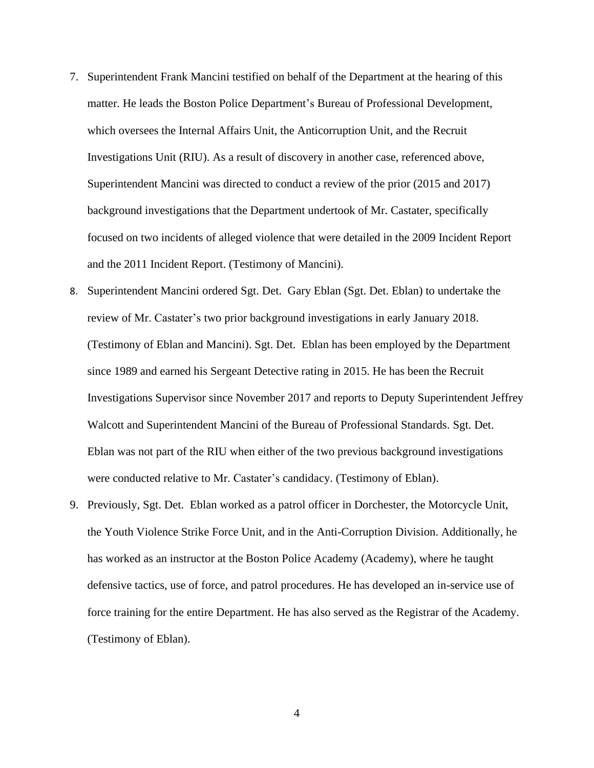7. Superintendent Frank Mancini testified on behalf of the Department at the hearing of this matter. He leads the Boston Police Department's Bureau of Professional Development, which oversees the Internal Affairs Unit, the Anticorruption Unit, and the Recruit Investigations Unit (RIU). As a result of discovery in another case, referenced above, Superintendent Mancini was directed to conduct a review of the prior (2015 and 2017) background investigations that the Department undertook of Mr. Castater, specifically focused on two incidents of alleged violence that were detailed in the 2009 Incident Report and the 2011 Incident Report. (Testimony of Mancini).

8. Superintendent Mancini ordered Sgt. Det. Gary Eblan (Sgt. Det. Eblan) to undertake the review of Mr. Castater's two prior background investigations in early January 2018. (Testimony of Eblan and Mancini). Sgt. Det. Eblan has been employed by the Department since 1989 and earned his Sergeant Detective rating in 2015. He has been the Recruit Investigations Supervisor since November 2017 and reports to Deputy Superintendent Jeffrey Walcott and Superintendent Mancini of the Bureau of Professional Standards. Sgt. Det. Eblan was not part of the RIU when either of the two previous background investigations were conducted relative to Mr. Castater's candidacy. (Testimony of Eblan).

9. Previously, Sgt. Det. Eblan worked as a patrol officer in Dorchester, the Motorcycle Unit, the Youth Violence Strike Force Unit, and in the Anti-Corruption Division. Additionally, he has worked as an instructor at the Boston Police Academy (Academy), where he taught defensive tactics, use of force, and patrol procedures. He has developed an in-service use of force training for the entire Department. He has also served as the Registrar of the Academy. (Testimony of Eblan).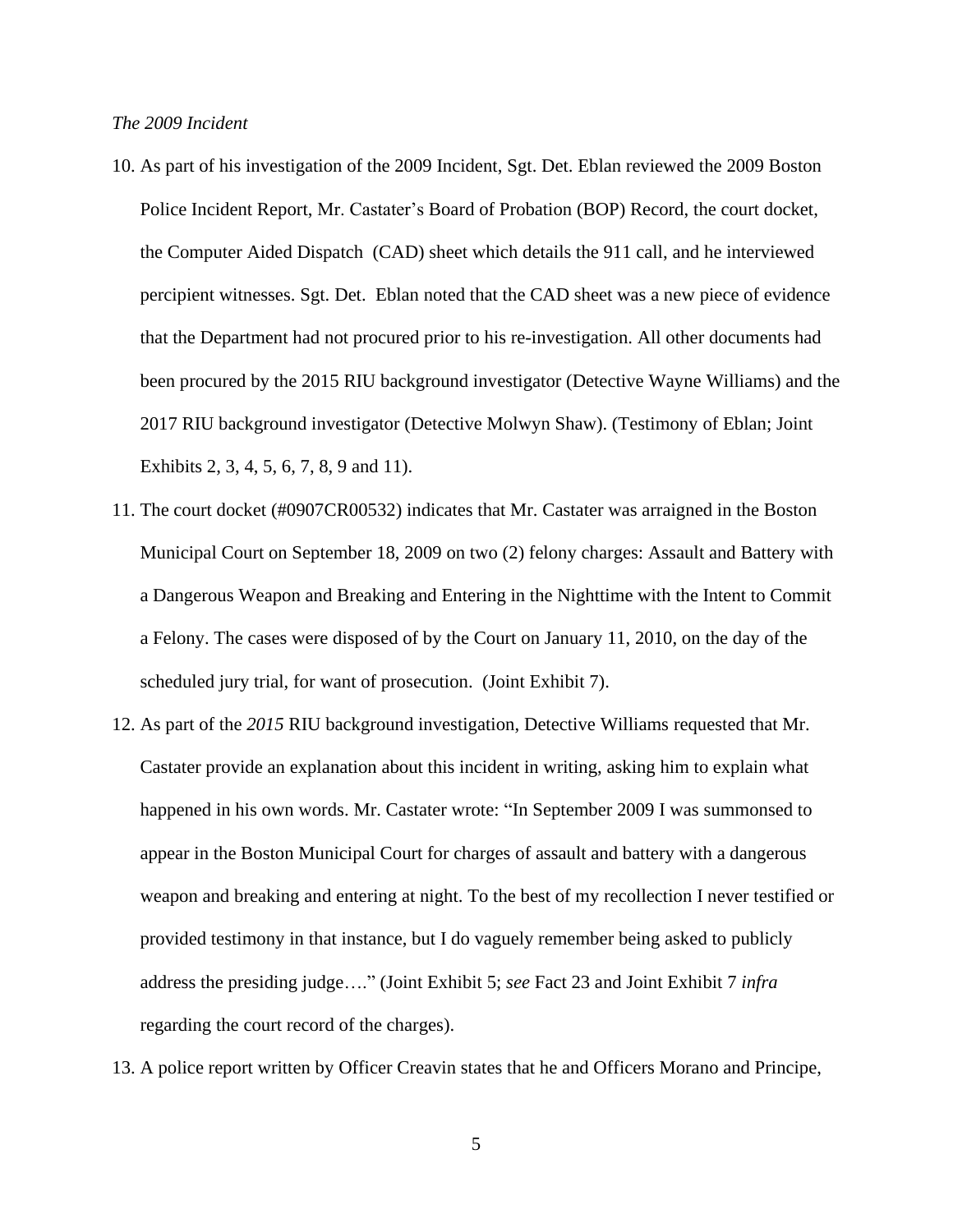*The 2009 Incident*

10. As part of his investigation of the 2009 Incident, Sgt. Det. Eblan reviewed the 2009 Boston Police Incident Report, Mr. Castater's Board of Probation (BOP) Record, the court docket, the Computer Aided Dispatch (CAD) sheet which details the 911 call, and he interviewed percipient witnesses. Sgt. Det. Eblan noted that the CAD sheet was a new piece of evidence that the Department had not procured prior to his re-investigation. All other documents had been procured by the 2015 RIU background investigator (Detective Wayne Williams) and the 2017 RIU background investigator (Detective Molwyn Shaw). (Testimony of Eblan; Joint Exhibits 2, 3, 4, 5, 6, 7, 8, 9 and 11).

11. The court docket (#0907CR00532) indicates that Mr. Castater was arraigned in the Boston Municipal Court on September 18, 2009 on two (2) felony charges: Assault and Battery with a Dangerous Weapon and Breaking and Entering in the Nighttime with the Intent to Commit a Felony. The cases were disposed of by the Court on January 11, 2010, on the day of the scheduled jury trial, for want of prosecution. (Joint Exhibit 7).

12. As part of the *2015* RIU background investigation, Detective Williams requested that Mr. Castater provide an explanation about this incident in writing, asking him to explain what happened in his own words. Mr. Castater wrote: "In September 2009 I was summonsed to appear in the Boston Municipal Court for charges of assault and battery with a dangerous weapon and breaking and entering at night. To the best of my recollection I never testified or provided testimony in that instance, but I do vaguely remember being asked to publicly address the presiding judge…." (Joint Exhibit 5; *see* Fact 23 and Joint Exhibit 7 *infra* regarding the court record of the charges).

13. A police report written by Officer Creavin states that he and Officers Morano and Principe,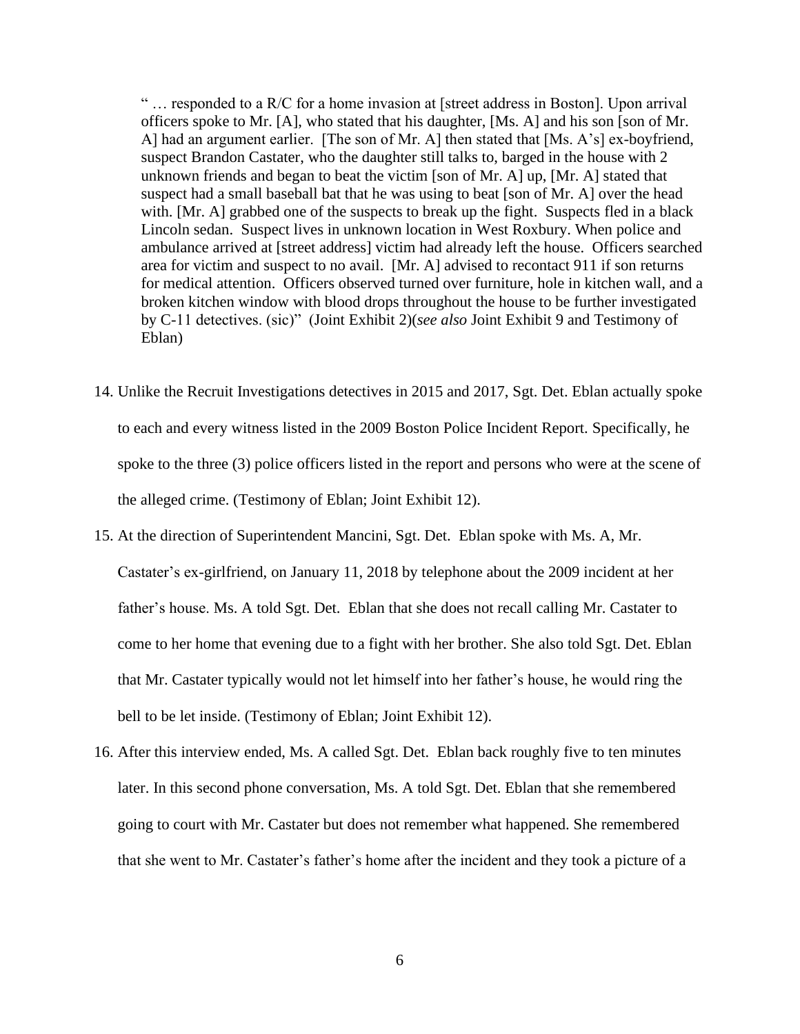> " … responded to a R/C for a home invasion at [street address in Boston]. Upon arrival officers spoke to Mr. [A], who stated that his daughter, [Ms. A] and his son [son of Mr. A] had an argument earlier. [The son of Mr. A] then stated that [Ms. A's] ex-boyfriend, suspect Brandon Castater, who the daughter still talks to, barged in the house with 2 unknown friends and began to beat the victim [son of Mr. A] up, [Mr. A] stated that suspect had a small baseball bat that he was using to beat [son of Mr. A] over the head with. [Mr. A] grabbed one of the suspects to break up the fight. Suspects fled in a black Lincoln sedan. Suspect lives in unknown location in West Roxbury. When police and ambulance arrived at [street address] victim had already left the house. Officers searched area for victim and suspect to no avail. [Mr. A] advised to recontact 911 if son returns for medical attention. Officers observed turned over furniture, hole in kitchen wall, and a broken kitchen window with blood drops throughout the house to be further investigated by C-11 detectives. (sic)" (Joint Exhibit 2)(*see also* Joint Exhibit 9 and Testimony of Eblan)

14. Unlike the Recruit Investigations detectives in 2015 and 2017, Sgt. Det. Eblan actually spoke to each and every witness listed in the 2009 Boston Police Incident Report. Specifically, he spoke to the three (3) police officers listed in the report and persons who were at the scene of the alleged crime. (Testimony of Eblan; Joint Exhibit 12).

15. At the direction of Superintendent Mancini, Sgt. Det. Eblan spoke with Ms. A, Mr. Castater's ex-girlfriend, on January 11, 2018 by telephone about the 2009 incident at her father's house. Ms. A told Sgt. Det. Eblan that she does not recall calling Mr. Castater to come to her home that evening due to a fight with her brother. She also told Sgt. Det. Eblan that Mr. Castater typically would not let himself into her father's house, he would ring the bell to be let inside. (Testimony of Eblan; Joint Exhibit 12).

16. After this interview ended, Ms. A called Sgt. Det. Eblan back roughly five to ten minutes later. In this second phone conversation, Ms. A told Sgt. Det. Eblan that she remembered going to court with Mr. Castater but does not remember what happened. She remembered that she went to Mr. Castater's father's home after the incident and they took a picture of a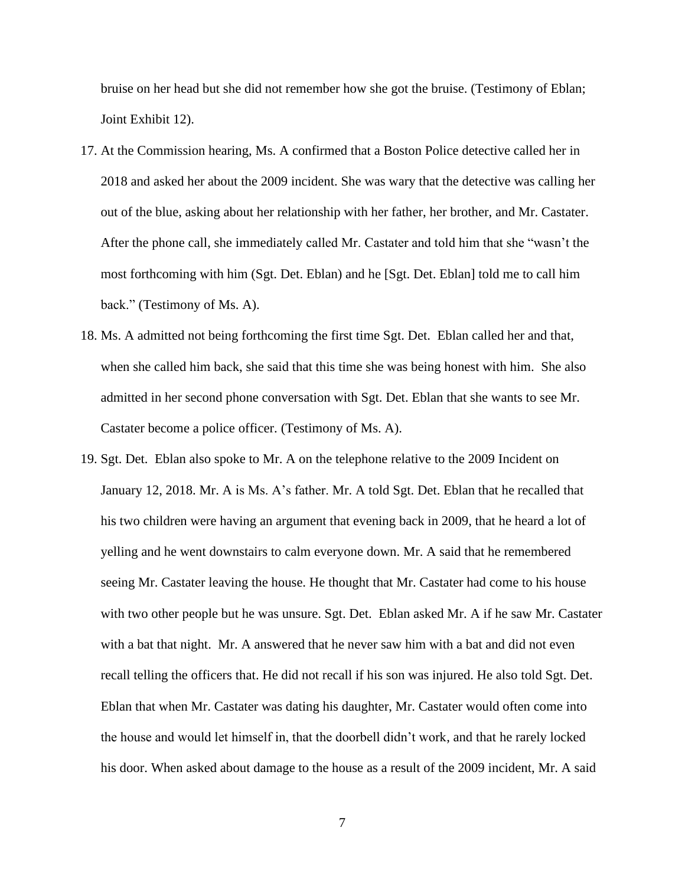bruise on her head but she did not remember how she got the bruise. (Testimony of Eblan; Joint Exhibit 12).

17. At the Commission hearing, Ms. A confirmed that a Boston Police detective called her in 2018 and asked her about the 2009 incident. She was wary that the detective was calling her out of the blue, asking about her relationship with her father, her brother, and Mr. Castater. After the phone call, she immediately called Mr. Castater and told him that she "wasn't the most forthcoming with him (Sgt. Det. Eblan) and he [Sgt. Det. Eblan] told me to call him back." (Testimony of Ms. A).

18. Ms. A admitted not being forthcoming the first time Sgt. Det. Eblan called her and that, when she called him back, she said that this time she was being honest with him. She also admitted in her second phone conversation with Sgt. Det. Eblan that she wants to see Mr. Castater become a police officer. (Testimony of Ms. A).

19. Sgt. Det. Eblan also spoke to Mr. A on the telephone relative to the 2009 Incident on January 12, 2018. Mr. A is Ms. A's father. Mr. A told Sgt. Det. Eblan that he recalled that his two children were having an argument that evening back in 2009, that he heard a lot of yelling and he went downstairs to calm everyone down. Mr. A said that he remembered seeing Mr. Castater leaving the house. He thought that Mr. Castater had come to his house with two other people but he was unsure. Sgt. Det. Eblan asked Mr. A if he saw Mr. Castater with a bat that night. Mr. A answered that he never saw him with a bat and did not even recall telling the officers that. He did not recall if his son was injured. He also told Sgt. Det. Eblan that when Mr. Castater was dating his daughter, Mr. Castater would often come into the house and would let himself in, that the doorbell didn't work, and that he rarely locked his door. When asked about damage to the house as a result of the 2009 incident, Mr. A said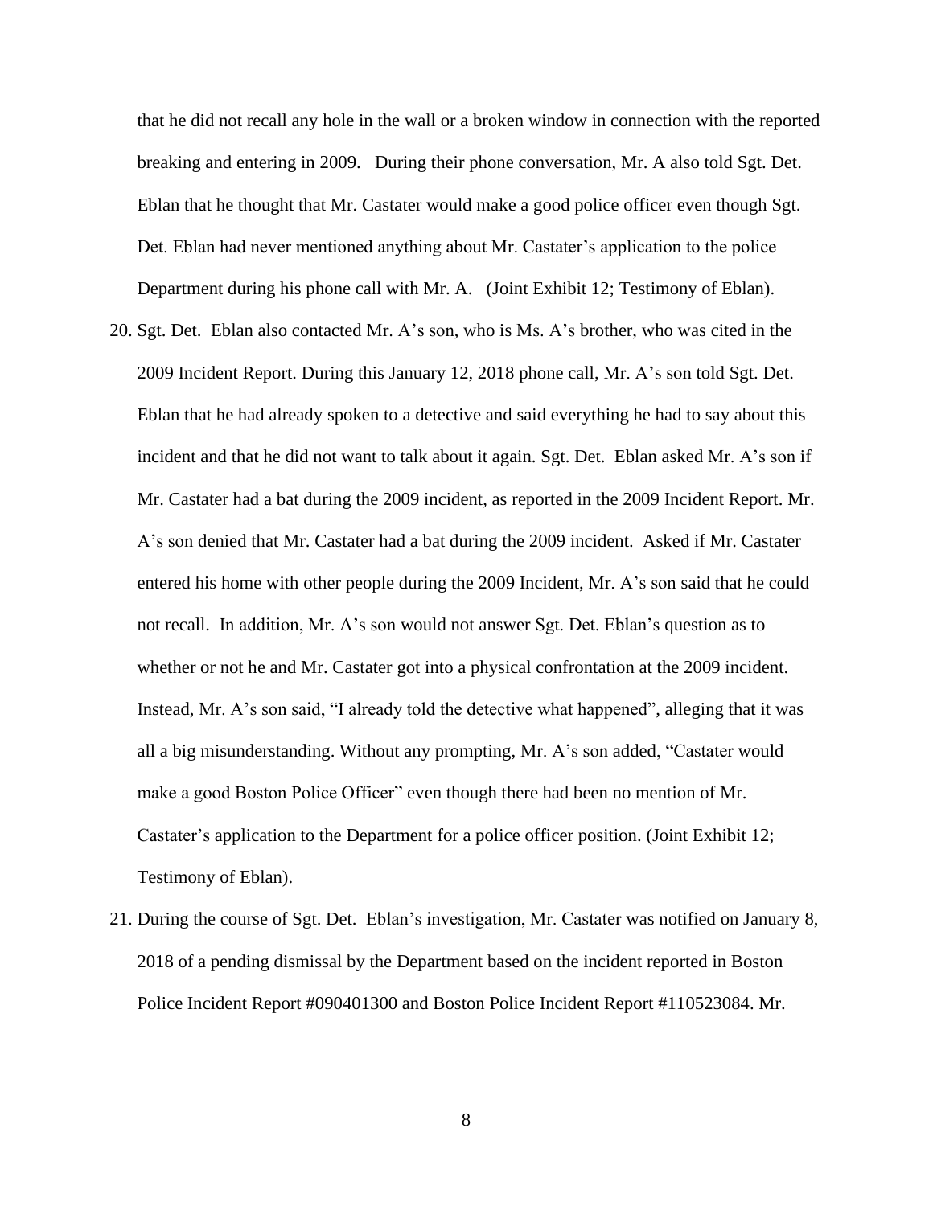that he did not recall any hole in the wall or a broken window in connection with the reported breaking and entering in 2009. During their phone conversation, Mr. A also told Sgt. Det. Eblan that he thought that Mr. Castater would make a good police officer even though Sgt. Det. Eblan had never mentioned anything about Mr. Castater's application to the police Department during his phone call with Mr. A. (Joint Exhibit 12; Testimony of Eblan).

20. Sgt. Det. Eblan also contacted Mr. A's son, who is Ms. A's brother, who was cited in the 2009 Incident Report. During this January 12, 2018 phone call, Mr. A's son told Sgt. Det. Eblan that he had already spoken to a detective and said everything he had to say about this incident and that he did not want to talk about it again. Sgt. Det. Eblan asked Mr. A's son if Mr. Castater had a bat during the 2009 incident, as reported in the 2009 Incident Report. Mr. A's son denied that Mr. Castater had a bat during the 2009 incident. Asked if Mr. Castater entered his home with other people during the 2009 Incident, Mr. A's son said that he could not recall. In addition, Mr. A's son would not answer Sgt. Det. Eblan's question as to whether or not he and Mr. Castater got into a physical confrontation at the 2009 incident. Instead, Mr. A's son said, "I already told the detective what happened", alleging that it was all a big misunderstanding. Without any prompting, Mr. A's son added, "Castater would make a good Boston Police Officer" even though there had been no mention of Mr. Castater's application to the Department for a police officer position. (Joint Exhibit 12; Testimony of Eblan).

21. During the course of Sgt. Det. Eblan's investigation, Mr. Castater was notified on January 8, 2018 of a pending dismissal by the Department based on the incident reported in Boston Police Incident Report #090401300 and Boston Police Incident Report #110523084. Mr.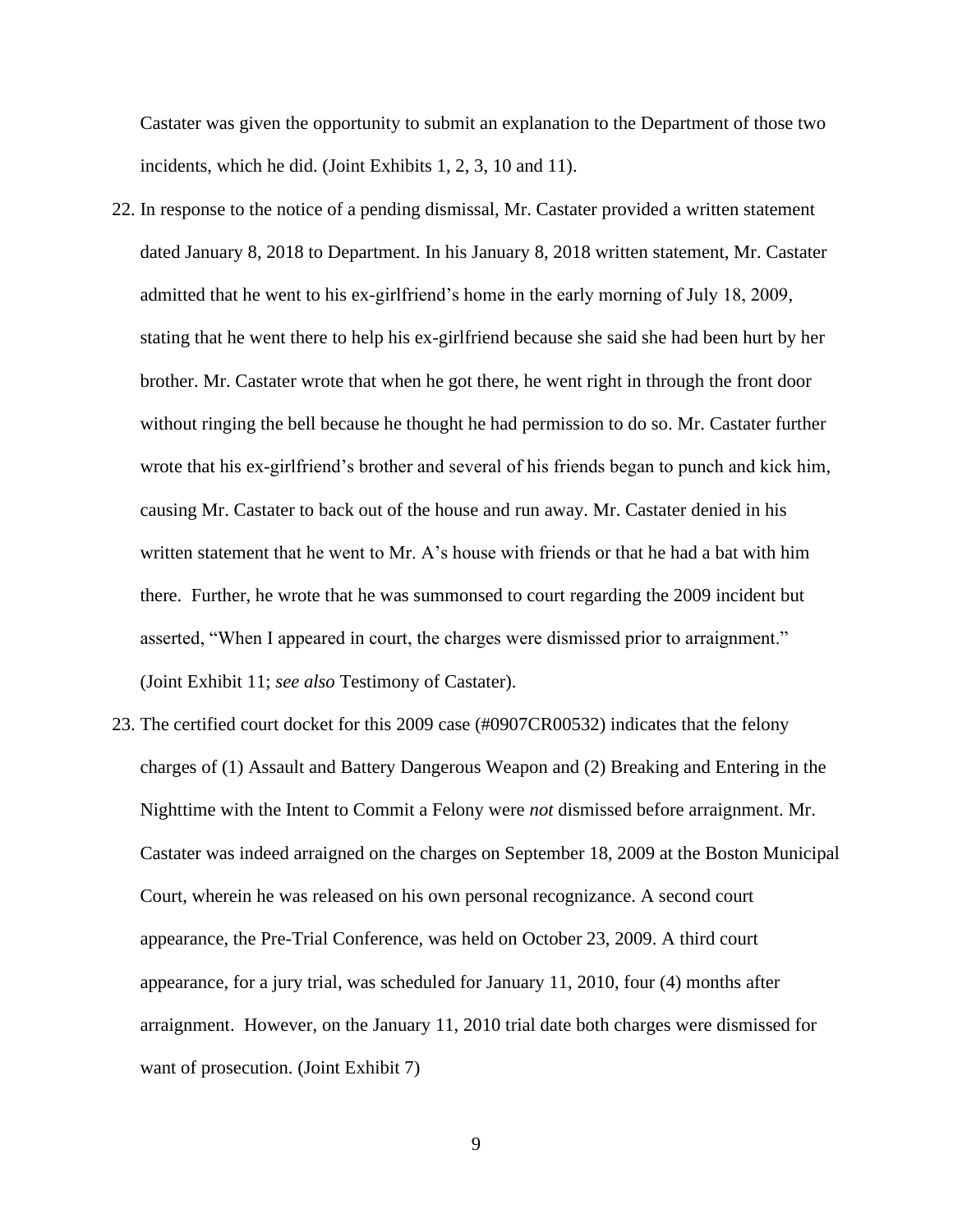Castater was given the opportunity to submit an explanation to the Department of those two incidents, which he did. (Joint Exhibits 1, 2, 3, 10 and 11).

22. In response to the notice of a pending dismissal, Mr. Castater provided a written statement dated January 8, 2018 to Department. In his January 8, 2018 written statement, Mr. Castater admitted that he went to his ex-girlfriend's home in the early morning of July 18, 2009, stating that he went there to help his ex-girlfriend because she said she had been hurt by her brother. Mr. Castater wrote that when he got there, he went right in through the front door without ringing the bell because he thought he had permission to do so. Mr. Castater further wrote that his ex-girlfriend's brother and several of his friends began to punch and kick him, causing Mr. Castater to back out of the house and run away. Mr. Castater denied in his written statement that he went to Mr. A's house with friends or that he had a bat with him there. Further, he wrote that he was summonsed to court regarding the 2009 incident but asserted, "When I appeared in court, the charges were dismissed prior to arraignment." (Joint Exhibit 11; *see also* Testimony of Castater).

23. The certified court docket for this 2009 case (#0907CR00532) indicates that the felony charges of (1) Assault and Battery Dangerous Weapon and (2) Breaking and Entering in the Nighttime with the Intent to Commit a Felony were *not* dismissed before arraignment. Mr. Castater was indeed arraigned on the charges on September 18, 2009 at the Boston Municipal Court, wherein he was released on his own personal recognizance. A second court appearance, the Pre-Trial Conference, was held on October 23, 2009. A third court appearance, for a jury trial, was scheduled for January 11, 2010, four (4) months after arraignment. However, on the January 11, 2010 trial date both charges were dismissed for want of prosecution. (Joint Exhibit 7)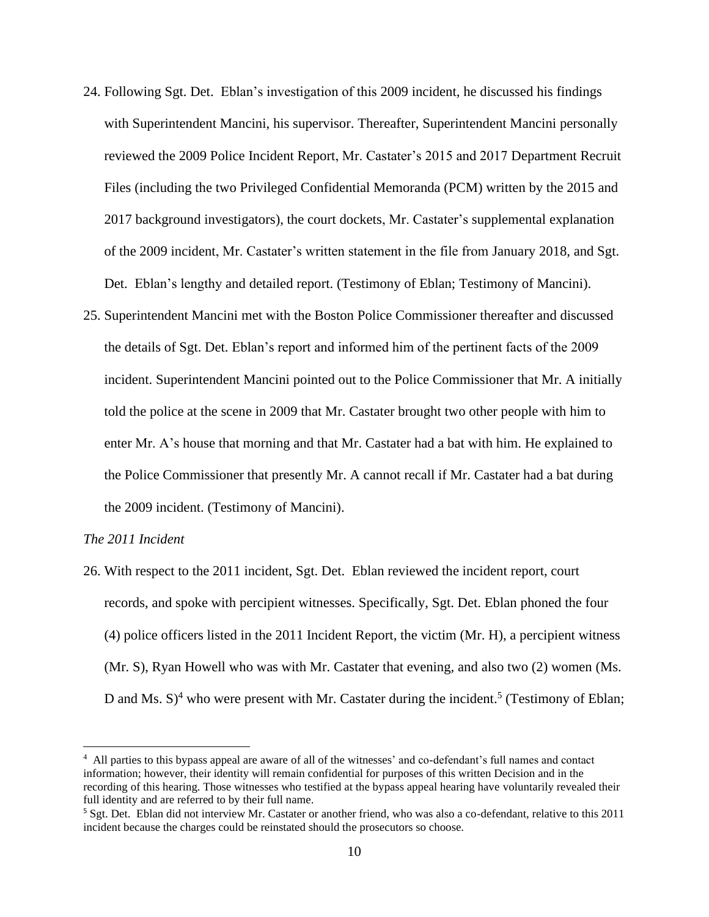24. Following Sgt. Det. Eblan's investigation of this 2009 incident, he discussed his findings with Superintendent Mancini, his supervisor. Thereafter, Superintendent Mancini personally reviewed the 2009 Police Incident Report, Mr. Castater's 2015 and 2017 Department Recruit Files (including the two Privileged Confidential Memoranda (PCM) written by the 2015 and 2017 background investigators), the court dockets, Mr. Castater's supplemental explanation of the 2009 incident, Mr. Castater's written statement in the file from January 2018, and Sgt. Det. Eblan's lengthy and detailed report. (Testimony of Eblan; Testimony of Mancini).

25. Superintendent Mancini met with the Boston Police Commissioner thereafter and discussed the details of Sgt. Det. Eblan's report and informed him of the pertinent facts of the 2009 incident. Superintendent Mancini pointed out to the Police Commissioner that Mr. A initially told the police at the scene in 2009 that Mr. Castater brought two other people with him to enter Mr. A's house that morning and that Mr. Castater had a bat with him. He explained to the Police Commissioner that presently Mr. A cannot recall if Mr. Castater had a bat during the 2009 incident. (Testimony of Mancini).

*The 2011 Incident*

26. With respect to the 2011 incident, Sgt. Det. Eblan reviewed the incident report, court records, and spoke with percipient witnesses. Specifically, Sgt. Det. Eblan phoned the four (4) police officers listed in the 2011 Incident Report, the victim (Mr. H), a percipient witness (Mr. S), Ryan Howell who was with Mr. Castater that evening, and also two (2) women (Ms. D and Ms. S)[4] who were present with Mr. Castater during the incident.[5] (Testimony of Eblan;

[4] All parties to this bypass appeal are aware of all of the witnesses' and co-defendant's full names and contact information; however, their identity will remain confidential for purposes of this written Decision and in the recording of this hearing. Those witnesses who testified at the bypass appeal hearing have voluntarily revealed their full identity and are referred to by their full name.

[5] Sgt. Det. Eblan did not interview Mr. Castater or another friend, who was also a co-defendant, relative to this 2011 incident because the charges could be reinstated should the prosecutors so choose.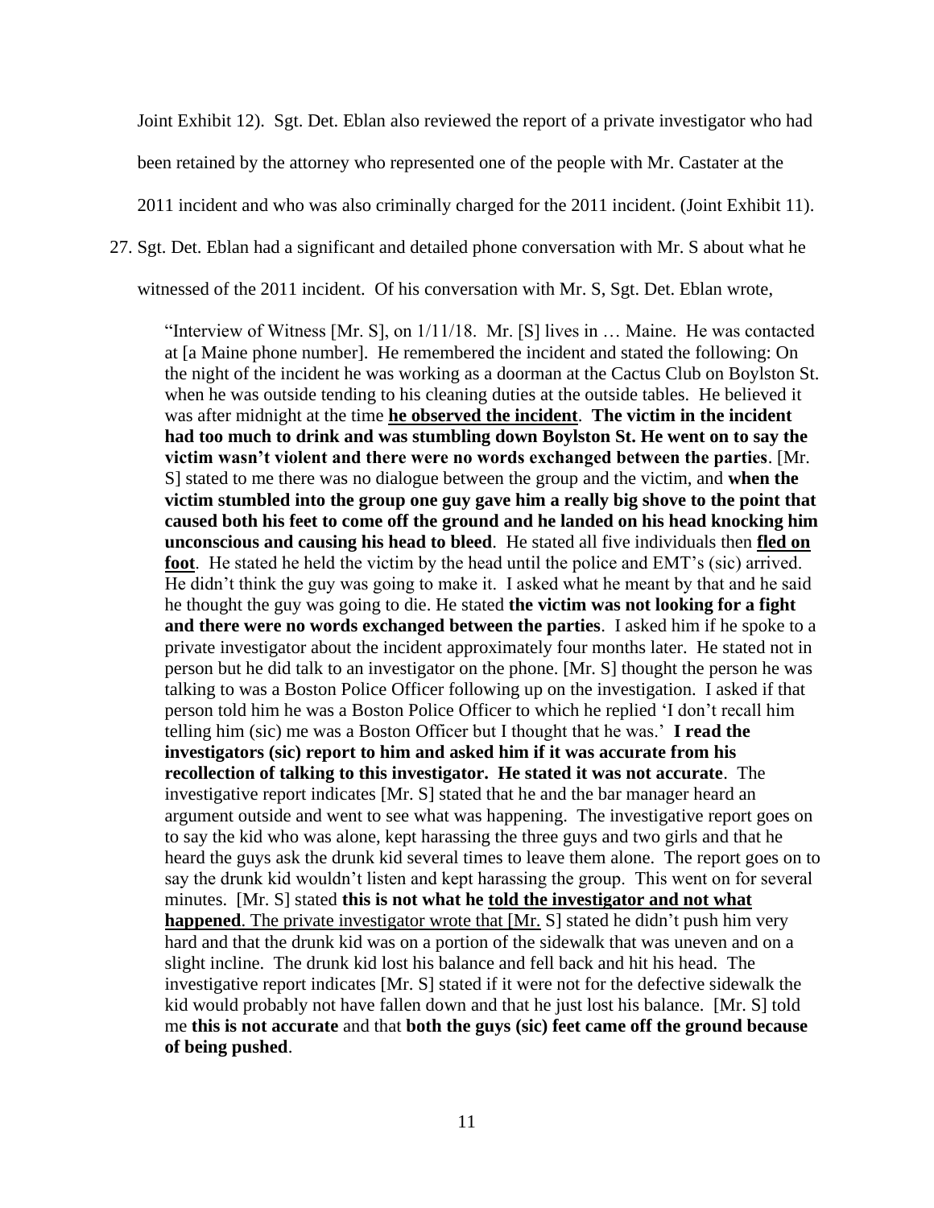Joint Exhibit 12). Sgt. Det. Eblan also reviewed the report of a private investigator who had been retained by the attorney who represented one of the people with Mr. Castater at the 2011 incident and who was also criminally charged for the 2011 incident. (Joint Exhibit 11).

27. Sgt. Det. Eblan had a significant and detailed phone conversation with Mr. S about what he witnessed of the 2011 incident. Of his conversation with Mr. S, Sgt. Det. Eblan wrote,

> "Interview of Witness [Mr. S], on 1/11/18. Mr. [S] lives in … Maine. He was contacted at [a Maine phone number]. He remembered the incident and stated the following: On the night of the incident he was working as a doorman at the Cactus Club on Boylston St. when he was outside tending to his cleaning duties at the outside tables. He believed it was after midnight at the time <u>**he observed the incident**</u>. **The victim in the incident had too much to drink and was stumbling down Boylston St. He went on to say the victim wasn't violent and there were no words exchanged between the parties**. [Mr. S] stated to me there was no dialogue between the group and the victim, and **when the victim stumbled into the group one guy gave him a really big shove to the point that caused both his feet to come off the ground and he landed on his head knocking him unconscious and causing his head to bleed**. He stated all five individuals then <u>**fled on foot**</u>. He stated he held the victim by the head until the police and EMT's (sic) arrived. He didn't think the guy was going to make it. I asked what he meant by that and he said he thought the guy was going to die. He stated **the victim was not looking for a fight and there were no words exchanged between the parties**. I asked him if he spoke to a private investigator about the incident approximately four months later. He stated not in person but he did talk to an investigator on the phone. [Mr. S] thought the person he was talking to was a Boston Police Officer following up on the investigation. I asked if that person told him he was a Boston Police Officer to which he replied 'I don't recall him telling him (sic) me was a Boston Officer but I thought that he was.' **I read the investigators (sic) report to him and asked him if it was accurate from his recollection of talking to this investigator. He stated it was not accurate**. The investigative report indicates [Mr. S] stated that he and the bar manager heard an argument outside and went to see what was happening. The investigative report goes on to say the kid who was alone, kept harassing the three guys and two girls and that he heard the guys ask the drunk kid several times to leave them alone. The report goes on to say the drunk kid wouldn't listen and kept harassing the group. This went on for several minutes. [Mr. S] stated **this is not what he <u>told the investigator and not what happened</u>**<u>. The private investigator wrote that [Mr.</u> S] stated he didn't push him very hard and that the drunk kid was on a portion of the sidewalk that was uneven and on a slight incline. The drunk kid lost his balance and fell back and hit his head. The investigative report indicates [Mr. S] stated if it were not for the defective sidewalk the kid would probably not have fallen down and that he just lost his balance. [Mr. S] told me **this is not accurate** and that **both the guys (sic) feet came off the ground because of being pushed**.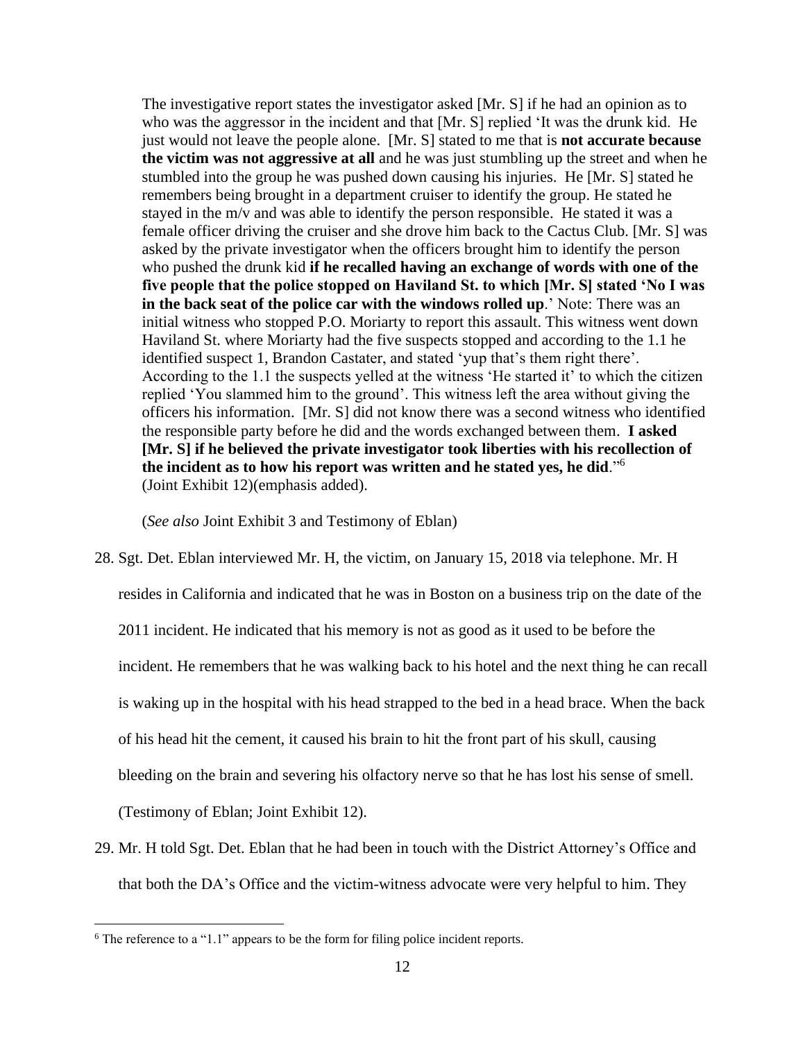> The investigative report states the investigator asked [Mr. S] if he had an opinion as to who was the aggressor in the incident and that [Mr. S] replied 'It was the drunk kid. He just would not leave the people alone. [Mr. S] stated to me that is **not accurate because the victim was not aggressive at all** and he was just stumbling up the street and when he stumbled into the group he was pushed down causing his injuries. He [Mr. S] stated he remembers being brought in a department cruiser to identify the group. He stated he stayed in the m/v and was able to identify the person responsible. He stated it was a female officer driving the cruiser and she drove him back to the Cactus Club. [Mr. S] was asked by the private investigator when the officers brought him to identify the person who pushed the drunk kid **if he recalled having an exchange of words with one of the five people that the police stopped on Haviland St. to which [Mr. S] stated 'No I was in the back seat of the police car with the windows rolled up**.' Note: There was an initial witness who stopped P.O. Moriarty to report this assault. This witness went down Haviland St. where Moriarty had the five suspects stopped and according to the 1.1 he identified suspect 1, Brandon Castater, and stated 'yup that's them right there'. According to the 1.1 the suspects yelled at the witness 'He started it' to which the citizen replied 'You slammed him to the ground'. This witness left the area without giving the officers his information. [Mr. S] did not know there was a second witness who identified the responsible party before he did and the words exchanged between them. **I asked [Mr. S] if he believed the private investigator took liberties with his recollection of the incident as to how his report was written and he stated yes, he did**."[6] (Joint Exhibit 12)(emphasis added).
>
> (*See also* Joint Exhibit 3 and Testimony of Eblan)

28. Sgt. Det. Eblan interviewed Mr. H, the victim, on January 15, 2018 via telephone. Mr. H resides in California and indicated that he was in Boston on a business trip on the date of the 2011 incident. He indicated that his memory is not as good as it used to be before the incident. He remembers that he was walking back to his hotel and the next thing he can recall is waking up in the hospital with his head strapped to the bed in a head brace. When the back of his head hit the cement, it caused his brain to hit the front part of his skull, causing bleeding on the brain and severing his olfactory nerve so that he has lost his sense of smell. (Testimony of Eblan; Joint Exhibit 12).

29. Mr. H told Sgt. Det. Eblan that he had been in touch with the District Attorney's Office and that both the DA's Office and the victim-witness advocate were very helpful to him. They

[6] The reference to a "1.1" appears to be the form for filing police incident reports.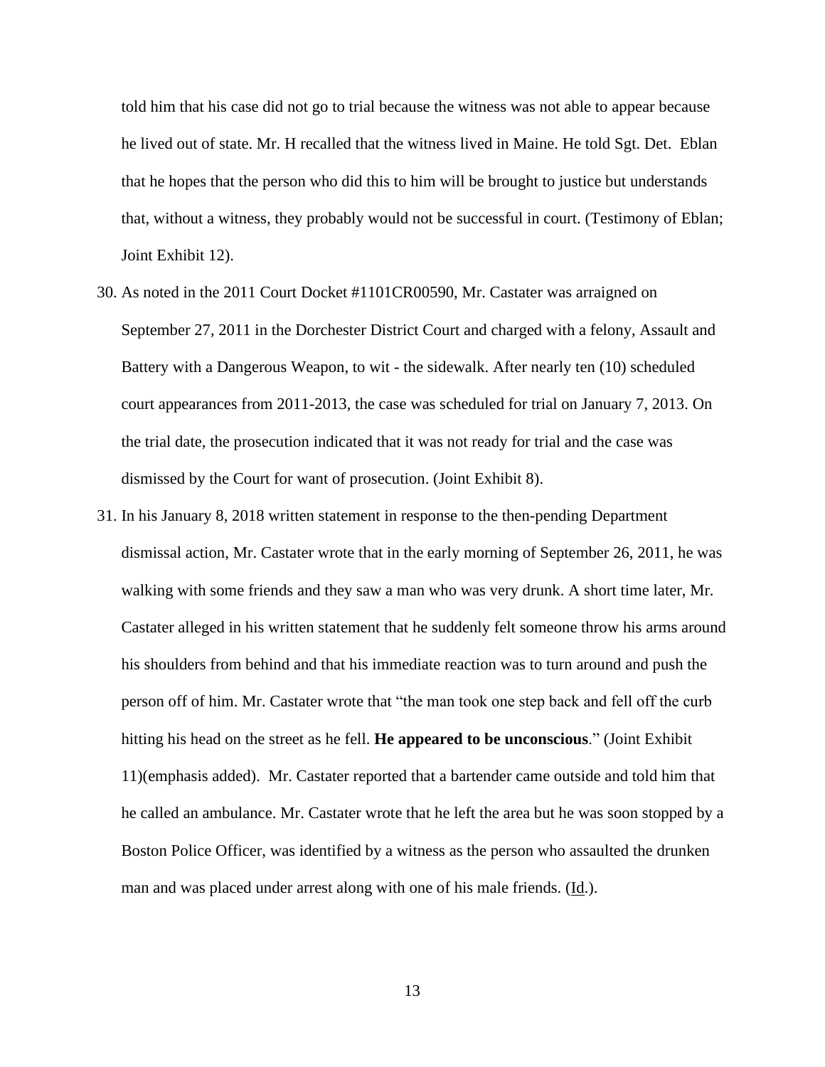told him that his case did not go to trial because the witness was not able to appear because he lived out of state. Mr. H recalled that the witness lived in Maine. He told Sgt. Det. Eblan that he hopes that the person who did this to him will be brought to justice but understands that, without a witness, they probably would not be successful in court. (Testimony of Eblan; Joint Exhibit 12).

30. As noted in the 2011 Court Docket #1101CR00590, Mr. Castater was arraigned on September 27, 2011 in the Dorchester District Court and charged with a felony, Assault and Battery with a Dangerous Weapon, to wit - the sidewalk. After nearly ten (10) scheduled court appearances from 2011-2013, the case was scheduled for trial on January 7, 2013. On the trial date, the prosecution indicated that it was not ready for trial and the case was dismissed by the Court for want of prosecution. (Joint Exhibit 8).

31. In his January 8, 2018 written statement in response to the then-pending Department dismissal action, Mr. Castater wrote that in the early morning of September 26, 2011, he was walking with some friends and they saw a man who was very drunk. A short time later, Mr. Castater alleged in his written statement that he suddenly felt someone throw his arms around his shoulders from behind and that his immediate reaction was to turn around and push the person off of him. Mr. Castater wrote that "the man took one step back and fell off the curb hitting his head on the street as he fell. **He appeared to be unconscious**." (Joint Exhibit 11)(emphasis added). Mr. Castater reported that a bartender came outside and told him that he called an ambulance. Mr. Castater wrote that he left the area but he was soon stopped by a Boston Police Officer, was identified by a witness as the person who assaulted the drunken man and was placed under arrest along with one of his male friends. (Id.).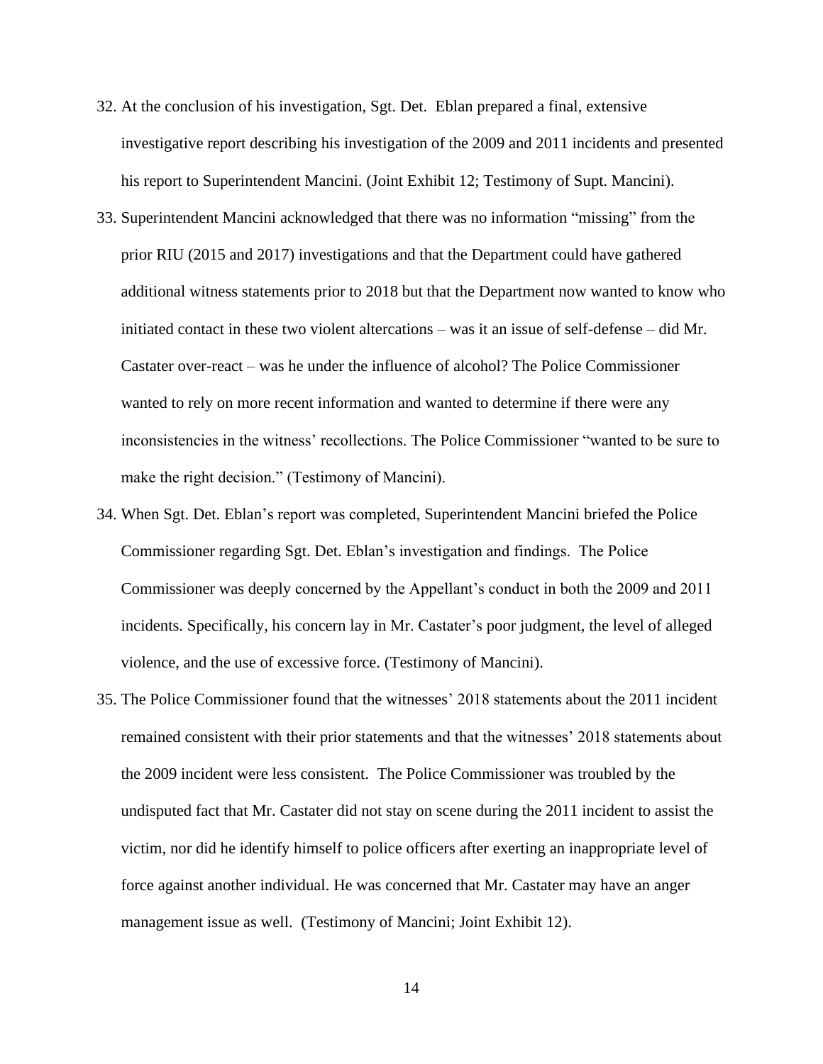32. At the conclusion of his investigation, Sgt. Det. Eblan prepared a final, extensive investigative report describing his investigation of the 2009 and 2011 incidents and presented his report to Superintendent Mancini. (Joint Exhibit 12; Testimony of Supt. Mancini).

33. Superintendent Mancini acknowledged that there was no information "missing" from the prior RIU (2015 and 2017) investigations and that the Department could have gathered additional witness statements prior to 2018 but that the Department now wanted to know who initiated contact in these two violent altercations – was it an issue of self-defense – did Mr. Castater over-react – was he under the influence of alcohol? The Police Commissioner wanted to rely on more recent information and wanted to determine if there were any inconsistencies in the witness' recollections. The Police Commissioner "wanted to be sure to make the right decision." (Testimony of Mancini).

34. When Sgt. Det. Eblan's report was completed, Superintendent Mancini briefed the Police Commissioner regarding Sgt. Det. Eblan's investigation and findings. The Police Commissioner was deeply concerned by the Appellant's conduct in both the 2009 and 2011 incidents. Specifically, his concern lay in Mr. Castater's poor judgment, the level of alleged violence, and the use of excessive force. (Testimony of Mancini).

35. The Police Commissioner found that the witnesses' 2018 statements about the 2011 incident remained consistent with their prior statements and that the witnesses' 2018 statements about the 2009 incident were less consistent. The Police Commissioner was troubled by the undisputed fact that Mr. Castater did not stay on scene during the 2011 incident to assist the victim, nor did he identify himself to police officers after exerting an inappropriate level of force against another individual. He was concerned that Mr. Castater may have an anger management issue as well. (Testimony of Mancini; Joint Exhibit 12).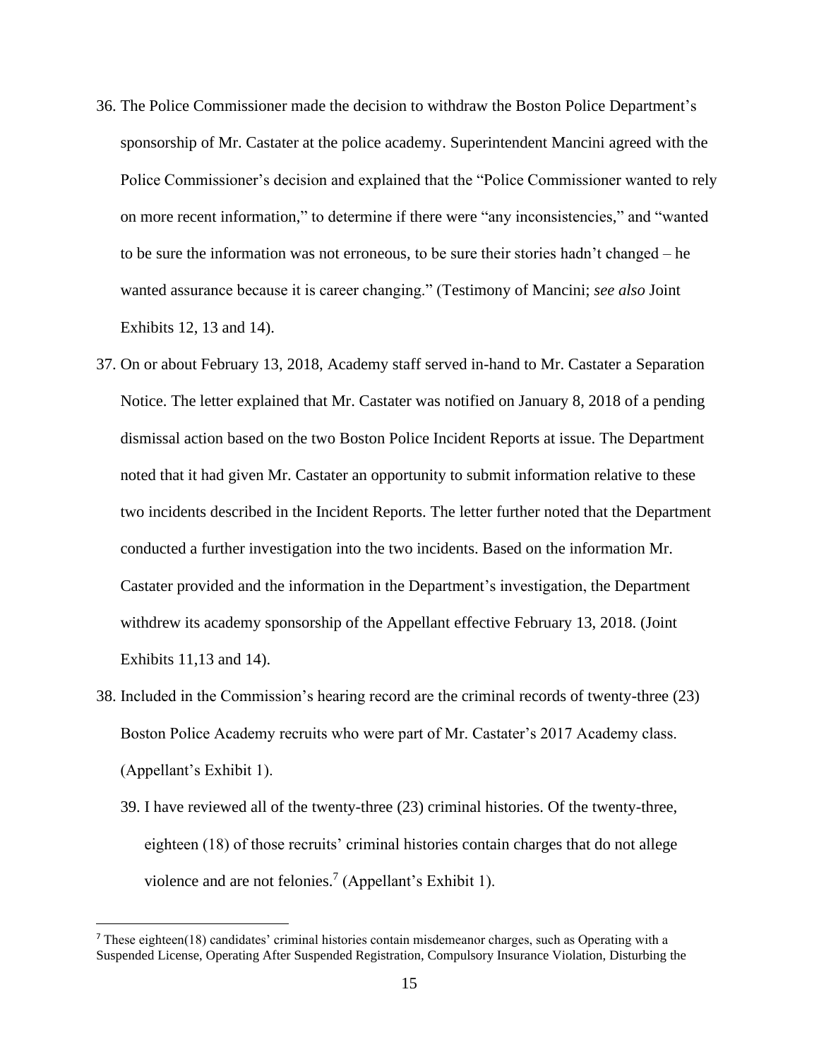36. The Police Commissioner made the decision to withdraw the Boston Police Department's sponsorship of Mr. Castater at the police academy. Superintendent Mancini agreed with the Police Commissioner's decision and explained that the "Police Commissioner wanted to rely on more recent information," to determine if there were "any inconsistencies," and "wanted to be sure the information was not erroneous, to be sure their stories hadn't changed – he wanted assurance because it is career changing." (Testimony of Mancini; *see also* Joint Exhibits 12, 13 and 14).

37. On or about February 13, 2018, Academy staff served in-hand to Mr. Castater a Separation Notice. The letter explained that Mr. Castater was notified on January 8, 2018 of a pending dismissal action based on the two Boston Police Incident Reports at issue. The Department noted that it had given Mr. Castater an opportunity to submit information relative to these two incidents described in the Incident Reports. The letter further noted that the Department conducted a further investigation into the two incidents. Based on the information Mr. Castater provided and the information in the Department's investigation, the Department withdrew its academy sponsorship of the Appellant effective February 13, 2018. (Joint Exhibits 11,13 and 14).

38. Included in the Commission's hearing record are the criminal records of twenty-three (23) Boston Police Academy recruits who were part of Mr. Castater's 2017 Academy class. (Appellant's Exhibit 1).

    39. I have reviewed all of the twenty-three (23) criminal histories. Of the twenty-three, eighteen (18) of those recruits' criminal histories contain charges that do not allege violence and are not felonies.[7] (Appellant's Exhibit 1).

[7] These eighteen(18) candidates' criminal histories contain misdemeanor charges, such as Operating with a Suspended License, Operating After Suspended Registration, Compulsory Insurance Violation, Disturbing the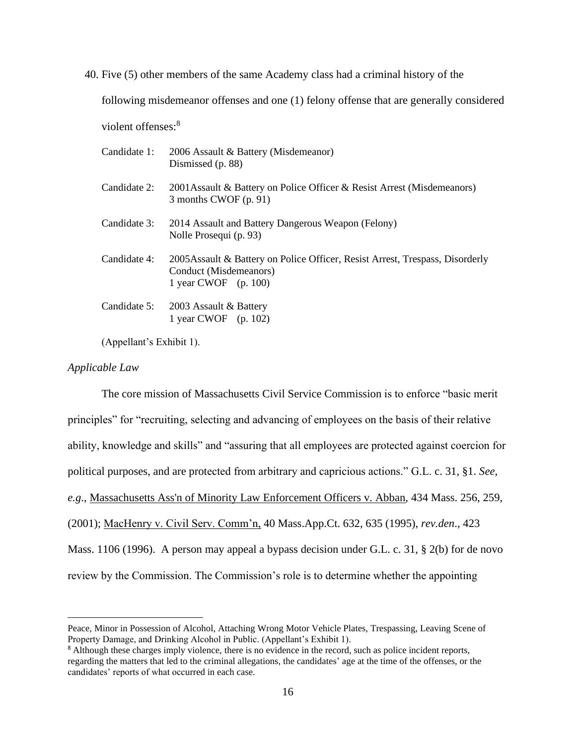40. Five (5) other members of the same Academy class had a criminal history of the following misdemeanor offenses and one (1) felony offense that are generally considered violent offenses:[8]

| | |
|---|---|
| Candidate 1: | 2006 Assault & Battery (Misdemeanor)<br>Dismissed (p. 88) |
| Candidate 2: | 2001Assault & Battery on Police Officer & Resist Arrest (Misdemeanors)<br>3 months CWOF (p. 91) |
| Candidate 3: | 2014 Assault and Battery Dangerous Weapon (Felony)<br>Nolle Prosequi (p. 93) |
| Candidate 4: | 2005Assault & Battery on Police Officer, Resist Arrest, Trespass, Disorderly Conduct (Misdemeanors)<br>1 year CWOF (p. 100) |
| Candidate 5: | 2003 Assault & Battery<br>1 year CWOF (p. 102) |

(Appellant's Exhibit 1).

*Applicable Law*

The core mission of Massachusetts Civil Service Commission is to enforce "basic merit principles" for "recruiting, selecting and advancing of employees on the basis of their relative ability, knowledge and skills" and "assuring that all employees are protected against coercion for political purposes, and are protected from arbitrary and capricious actions." G.L. c. 31, §1. *See*, *e.g*., Massachusetts Ass'n of Minority Law Enforcement Officers v. Abban, 434 Mass. 256, 259, (2001); MacHenry v. Civil Serv. Comm'n, 40 Mass.App.Ct. 632, 635 (1995), *rev.den*., 423 Mass. 1106 (1996). A person may appeal a bypass decision under G.L. c. 31, § 2(b) for de novo review by the Commission. The Commission's role is to determine whether the appointing

---

Peace, Minor in Possession of Alcohol, Attaching Wrong Motor Vehicle Plates, Trespassing, Leaving Scene of Property Damage, and Drinking Alcohol in Public. (Appellant's Exhibit 1).

[8] Although these charges imply violence, there is no evidence in the record, such as police incident reports, regarding the matters that led to the criminal allegations, the candidates' age at the time of the offenses, or the candidates' reports of what occurred in each case.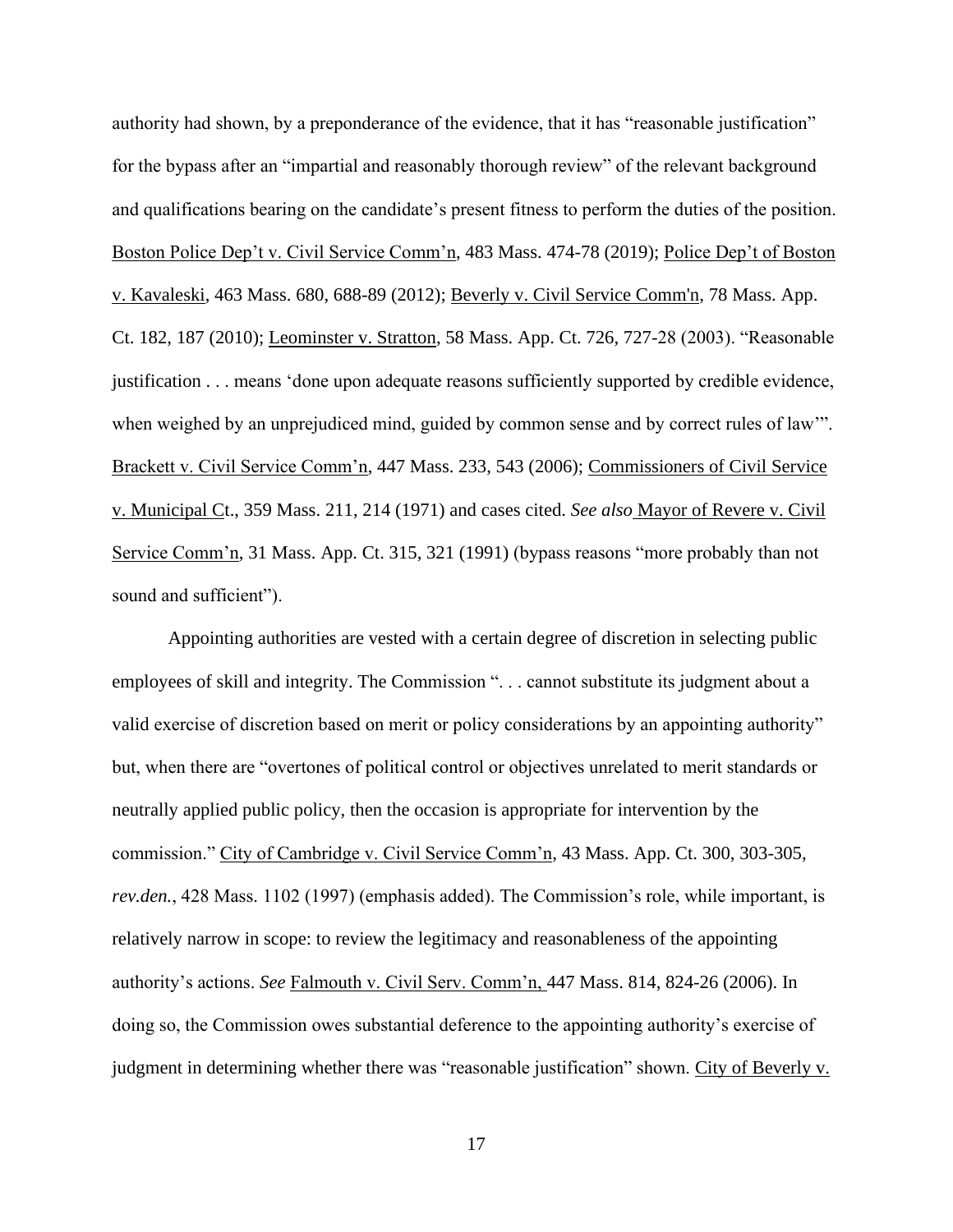authority had shown, by a preponderance of the evidence, that it has "reasonable justification" for the bypass after an "impartial and reasonably thorough review" of the relevant background and qualifications bearing on the candidate's present fitness to perform the duties of the position. Boston Police Dep't v. Civil Service Comm'n, 483 Mass. 474-78 (2019); Police Dep't of Boston v. Kavaleski, 463 Mass. 680, 688-89 (2012); Beverly v. Civil Service Comm'n, 78 Mass. App. Ct. 182, 187 (2010); Leominster v. Stratton, 58 Mass. App. Ct. 726, 727-28 (2003). "Reasonable justification . . . means 'done upon adequate reasons sufficiently supported by credible evidence, when weighed by an unprejudiced mind, guided by common sense and by correct rules of law'". Brackett v. Civil Service Comm'n, 447 Mass. 233, 543 (2006); Commissioners of Civil Service v. Municipal Ct., 359 Mass. 211, 214 (1971) and cases cited. *See also* Mayor of Revere v. Civil Service Comm'n, 31 Mass. App. Ct. 315, 321 (1991) (bypass reasons "more probably than not sound and sufficient").

Appointing authorities are vested with a certain degree of discretion in selecting public employees of skill and integrity. The Commission ". . . cannot substitute its judgment about a valid exercise of discretion based on merit or policy considerations by an appointing authority" but, when there are "overtones of political control or objectives unrelated to merit standards or neutrally applied public policy, then the occasion is appropriate for intervention by the commission." City of Cambridge v. Civil Service Comm'n, 43 Mass. App. Ct. 300, 303-305, *rev.den.*, 428 Mass. 1102 (1997) (emphasis added). The Commission's role, while important, is relatively narrow in scope: to review the legitimacy and reasonableness of the appointing authority's actions. *See* Falmouth v. Civil Serv. Comm'n, 447 Mass. 814, 824-26 (2006). In doing so, the Commission owes substantial deference to the appointing authority's exercise of judgment in determining whether there was "reasonable justification" shown. City of Beverly v.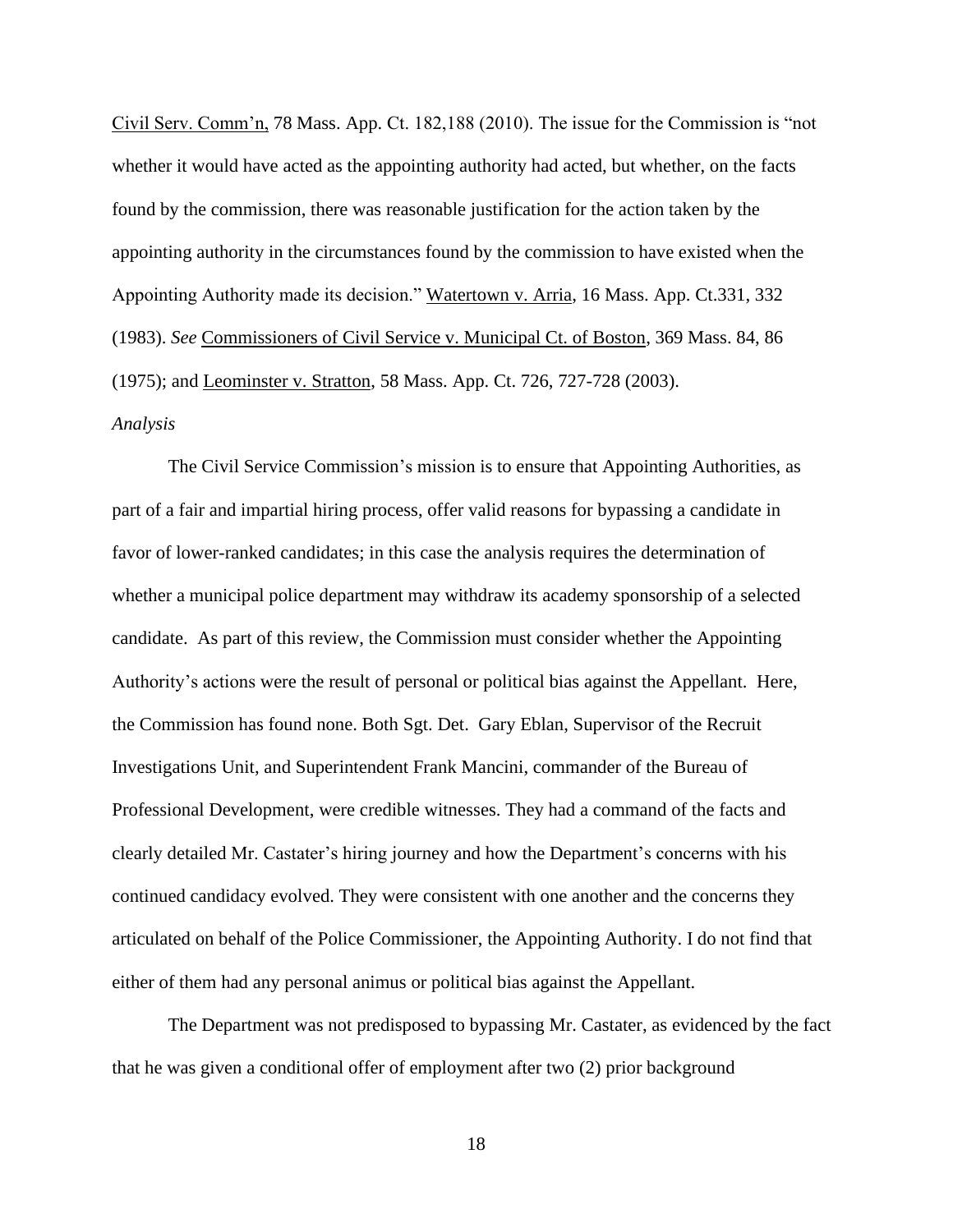Civil Serv. Comm'n, 78 Mass. App. Ct. 182,188 (2010). The issue for the Commission is "not whether it would have acted as the appointing authority had acted, but whether, on the facts found by the commission, there was reasonable justification for the action taken by the appointing authority in the circumstances found by the commission to have existed when the Appointing Authority made its decision." Watertown v. Arria, 16 Mass. App. Ct.331, 332 (1983). *See* Commissioners of Civil Service v. Municipal Ct. of Boston, 369 Mass. 84, 86 (1975); and Leominster v. Stratton, 58 Mass. App. Ct. 726, 727-728 (2003).

*Analysis*

The Civil Service Commission's mission is to ensure that Appointing Authorities, as part of a fair and impartial hiring process, offer valid reasons for bypassing a candidate in favor of lower-ranked candidates; in this case the analysis requires the determination of whether a municipal police department may withdraw its academy sponsorship of a selected candidate. As part of this review, the Commission must consider whether the Appointing Authority's actions were the result of personal or political bias against the Appellant. Here, the Commission has found none. Both Sgt. Det. Gary Eblan, Supervisor of the Recruit Investigations Unit, and Superintendent Frank Mancini, commander of the Bureau of Professional Development, were credible witnesses. They had a command of the facts and clearly detailed Mr. Castater's hiring journey and how the Department's concerns with his continued candidacy evolved. They were consistent with one another and the concerns they articulated on behalf of the Police Commissioner, the Appointing Authority. I do not find that either of them had any personal animus or political bias against the Appellant.

The Department was not predisposed to bypassing Mr. Castater, as evidenced by the fact that he was given a conditional offer of employment after two (2) prior background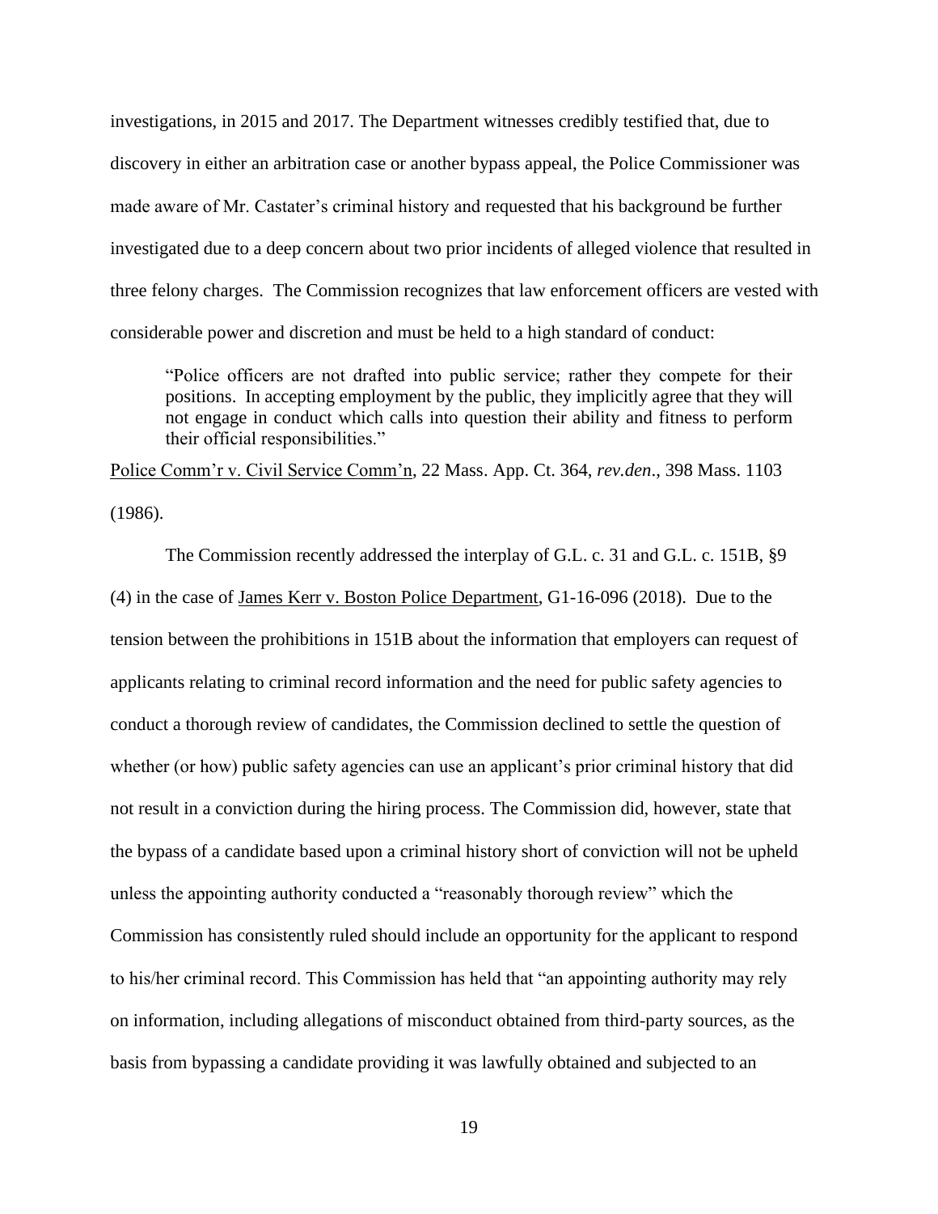investigations, in 2015 and 2017. The Department witnesses credibly testified that, due to discovery in either an arbitration case or another bypass appeal, the Police Commissioner was made aware of Mr. Castater's criminal history and requested that his background be further investigated due to a deep concern about two prior incidents of alleged violence that resulted in three felony charges. The Commission recognizes that law enforcement officers are vested with considerable power and discretion and must be held to a high standard of conduct:

> "Police officers are not drafted into public service; rather they compete for their positions. In accepting employment by the public, they implicitly agree that they will not engage in conduct which calls into question their ability and fitness to perform their official responsibilities."

Police Comm'r v. Civil Service Comm'n, 22 Mass. App. Ct. 364, *rev.den*., 398 Mass. 1103 (1986).

The Commission recently addressed the interplay of G.L. c. 31 and G.L. c. 151B, §9 (4) in the case of James Kerr v. Boston Police Department, G1-16-096 (2018). Due to the tension between the prohibitions in 151B about the information that employers can request of applicants relating to criminal record information and the need for public safety agencies to conduct a thorough review of candidates, the Commission declined to settle the question of whether (or how) public safety agencies can use an applicant's prior criminal history that did not result in a conviction during the hiring process. The Commission did, however, state that the bypass of a candidate based upon a criminal history short of conviction will not be upheld unless the appointing authority conducted a "reasonably thorough review" which the Commission has consistently ruled should include an opportunity for the applicant to respond to his/her criminal record. This Commission has held that "an appointing authority may rely on information, including allegations of misconduct obtained from third-party sources, as the basis from bypassing a candidate providing it was lawfully obtained and subjected to an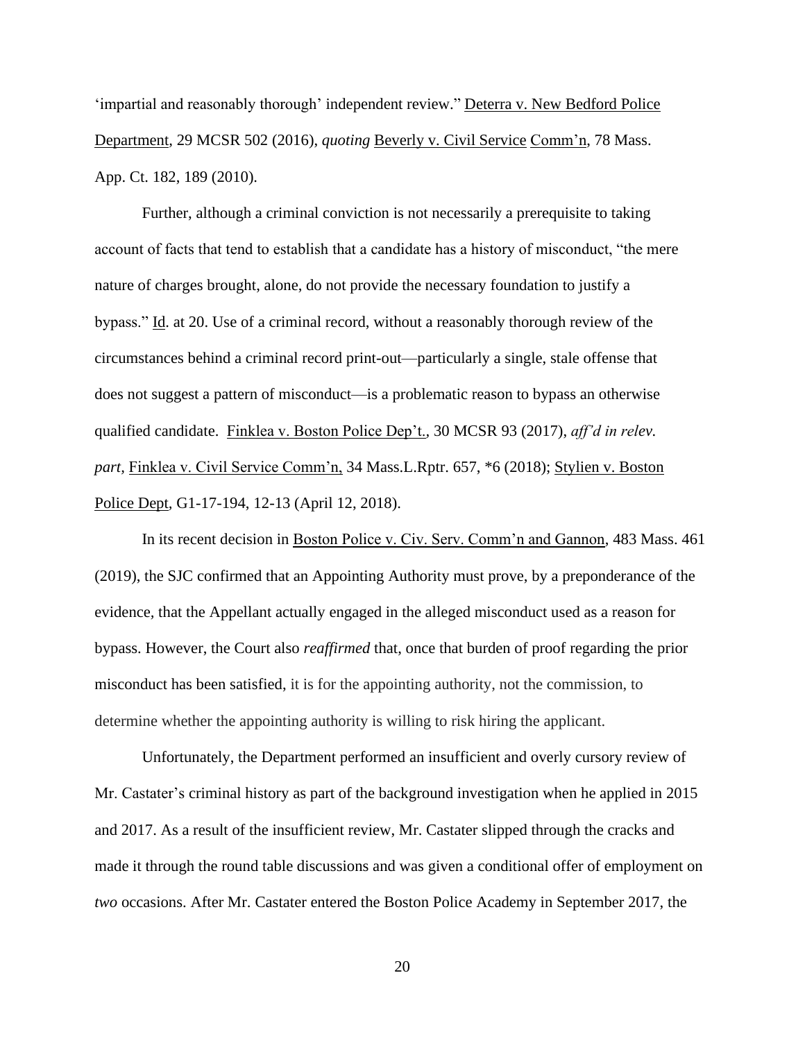'impartial and reasonably thorough' independent review." Deterra v. New Bedford Police Department, 29 MCSR 502 (2016), *quoting* Beverly v. Civil Service Comm'n, 78 Mass. App. Ct. 182, 189 (2010).

Further, although a criminal conviction is not necessarily a prerequisite to taking account of facts that tend to establish that a candidate has a history of misconduct, "the mere nature of charges brought, alone, do not provide the necessary foundation to justify a bypass." Id. at 20. Use of a criminal record, without a reasonably thorough review of the circumstances behind a criminal record print-out—particularly a single, stale offense that does not suggest a pattern of misconduct—is a problematic reason to bypass an otherwise qualified candidate. Finklea v. Boston Police Dep't., 30 MCSR 93 (2017), *aff'd in relev. part,* Finklea v. Civil Service Comm'n, 34 Mass.L.Rptr. 657, *6 (2018); Stylien v. Boston Police Dept, G1-17-194, 12-13 (April 12, 2018).

In its recent decision in Boston Police v. Civ. Serv. Comm'n and Gannon, 483 Mass. 461 (2019), the SJC confirmed that an Appointing Authority must prove, by a preponderance of the evidence, that the Appellant actually engaged in the alleged misconduct used as a reason for bypass. However, the Court also *reaffirmed* that, once that burden of proof regarding the prior misconduct has been satisfied, it is for the appointing authority, not the commission, to determine whether the appointing authority is willing to risk hiring the applicant.

Unfortunately, the Department performed an insufficient and overly cursory review of Mr. Castater's criminal history as part of the background investigation when he applied in 2015 and 2017. As a result of the insufficient review, Mr. Castater slipped through the cracks and made it through the round table discussions and was given a conditional offer of employment on *two* occasions. After Mr. Castater entered the Boston Police Academy in September 2017, the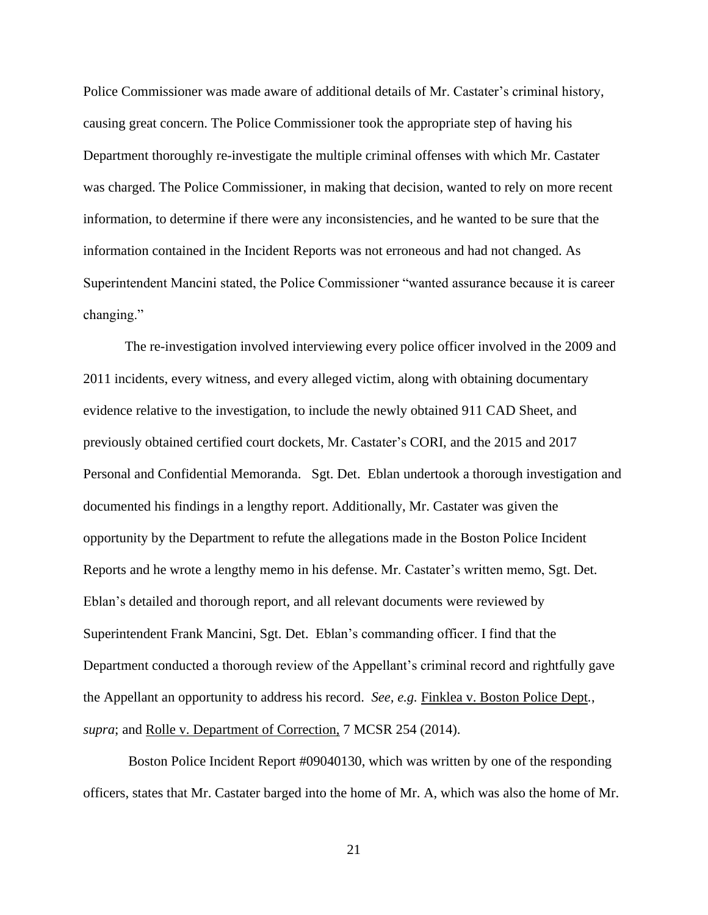Police Commissioner was made aware of additional details of Mr. Castater's criminal history, causing great concern. The Police Commissioner took the appropriate step of having his Department thoroughly re-investigate the multiple criminal offenses with which Mr. Castater was charged. The Police Commissioner, in making that decision, wanted to rely on more recent information, to determine if there were any inconsistencies, and he wanted to be sure that the information contained in the Incident Reports was not erroneous and had not changed. As Superintendent Mancini stated, the Police Commissioner "wanted assurance because it is career changing."

The re-investigation involved interviewing every police officer involved in the 2009 and 2011 incidents, every witness, and every alleged victim, along with obtaining documentary evidence relative to the investigation, to include the newly obtained 911 CAD Sheet, and previously obtained certified court dockets, Mr. Castater's CORI, and the 2015 and 2017 Personal and Confidential Memoranda. Sgt. Det. Eblan undertook a thorough investigation and documented his findings in a lengthy report. Additionally, Mr. Castater was given the opportunity by the Department to refute the allegations made in the Boston Police Incident Reports and he wrote a lengthy memo in his defense. Mr. Castater's written memo, Sgt. Det. Eblan's detailed and thorough report, and all relevant documents were reviewed by Superintendent Frank Mancini, Sgt. Det. Eblan's commanding officer. I find that the Department conducted a thorough review of the Appellant's criminal record and rightfully gave the Appellant an opportunity to address his record. *See, e.g.* Finklea v. Boston Police Dept., *supra*; and Rolle v. Department of Correction, 7 MCSR 254 (2014).

Boston Police Incident Report #09040130, which was written by one of the responding officers, states that Mr. Castater barged into the home of Mr. A, which was also the home of Mr.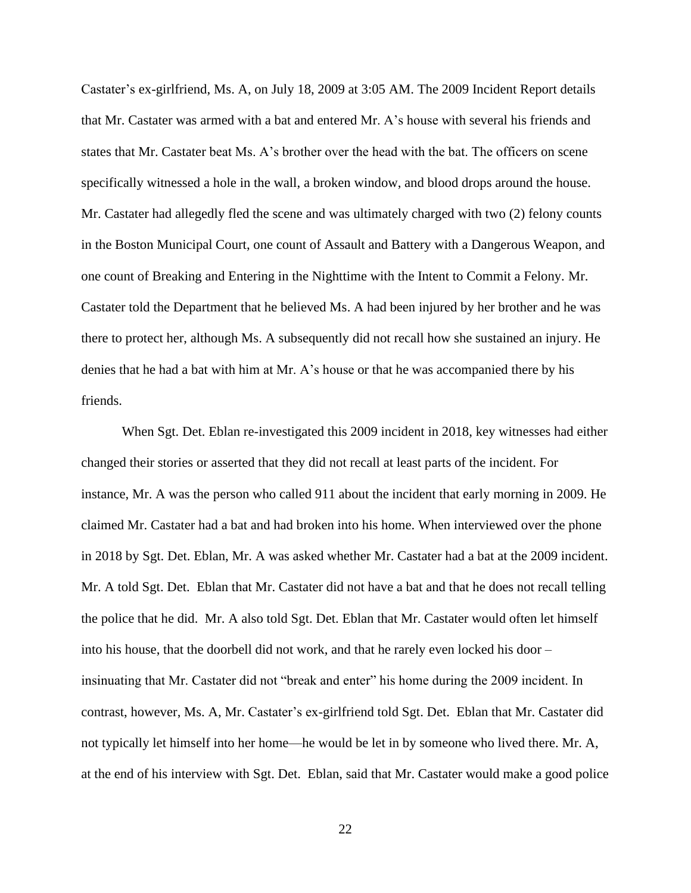Castater's ex-girlfriend, Ms. A, on July 18, 2009 at 3:05 AM. The 2009 Incident Report details that Mr. Castater was armed with a bat and entered Mr. A's house with several his friends and states that Mr. Castater beat Ms. A's brother over the head with the bat. The officers on scene specifically witnessed a hole in the wall, a broken window, and blood drops around the house. Mr. Castater had allegedly fled the scene and was ultimately charged with two (2) felony counts in the Boston Municipal Court, one count of Assault and Battery with a Dangerous Weapon, and one count of Breaking and Entering in the Nighttime with the Intent to Commit a Felony. Mr. Castater told the Department that he believed Ms. A had been injured by her brother and he was there to protect her, although Ms. A subsequently did not recall how she sustained an injury. He denies that he had a bat with him at Mr. A's house or that he was accompanied there by his friends.

When Sgt. Det. Eblan re-investigated this 2009 incident in 2018, key witnesses had either changed their stories or asserted that they did not recall at least parts of the incident. For instance, Mr. A was the person who called 911 about the incident that early morning in 2009. He claimed Mr. Castater had a bat and had broken into his home. When interviewed over the phone in 2018 by Sgt. Det. Eblan, Mr. A was asked whether Mr. Castater had a bat at the 2009 incident. Mr. A told Sgt. Det. Eblan that Mr. Castater did not have a bat and that he does not recall telling the police that he did. Mr. A also told Sgt. Det. Eblan that Mr. Castater would often let himself into his house, that the doorbell did not work, and that he rarely even locked his door – insinuating that Mr. Castater did not "break and enter" his home during the 2009 incident. In contrast, however, Ms. A, Mr. Castater's ex-girlfriend told Sgt. Det. Eblan that Mr. Castater did not typically let himself into her home—he would be let in by someone who lived there. Mr. A, at the end of his interview with Sgt. Det. Eblan, said that Mr. Castater would make a good police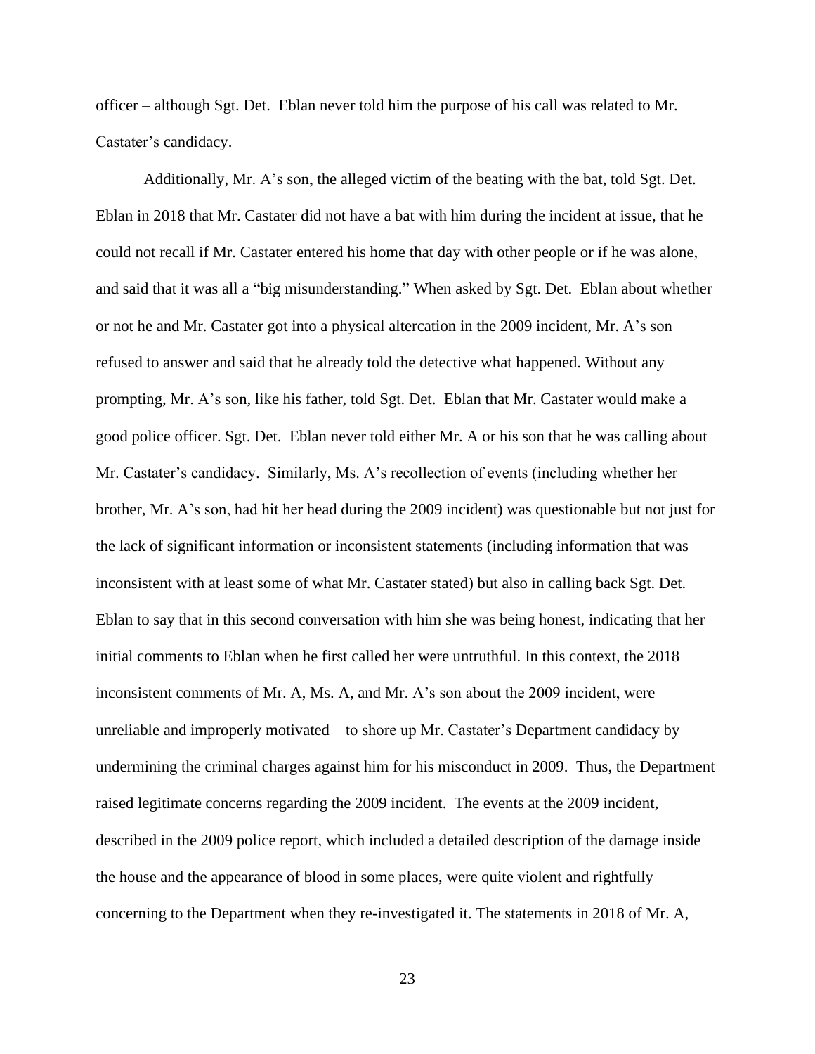officer – although Sgt. Det. Eblan never told him the purpose of his call was related to Mr. Castater's candidacy.

Additionally, Mr. A's son, the alleged victim of the beating with the bat, told Sgt. Det. Eblan in 2018 that Mr. Castater did not have a bat with him during the incident at issue, that he could not recall if Mr. Castater entered his home that day with other people or if he was alone, and said that it was all a "big misunderstanding." When asked by Sgt. Det. Eblan about whether or not he and Mr. Castater got into a physical altercation in the 2009 incident, Mr. A's son refused to answer and said that he already told the detective what happened. Without any prompting, Mr. A's son, like his father, told Sgt. Det. Eblan that Mr. Castater would make a good police officer. Sgt. Det. Eblan never told either Mr. A or his son that he was calling about Mr. Castater's candidacy. Similarly, Ms. A's recollection of events (including whether her brother, Mr. A's son, had hit her head during the 2009 incident) was questionable but not just for the lack of significant information or inconsistent statements (including information that was inconsistent with at least some of what Mr. Castater stated) but also in calling back Sgt. Det. Eblan to say that in this second conversation with him she was being honest, indicating that her initial comments to Eblan when he first called her were untruthful. In this context, the 2018 inconsistent comments of Mr. A, Ms. A, and Mr. A's son about the 2009 incident, were unreliable and improperly motivated – to shore up Mr. Castater's Department candidacy by undermining the criminal charges against him for his misconduct in 2009. Thus, the Department raised legitimate concerns regarding the 2009 incident. The events at the 2009 incident, described in the 2009 police report, which included a detailed description of the damage inside the house and the appearance of blood in some places, were quite violent and rightfully concerning to the Department when they re-investigated it. The statements in 2018 of Mr. A,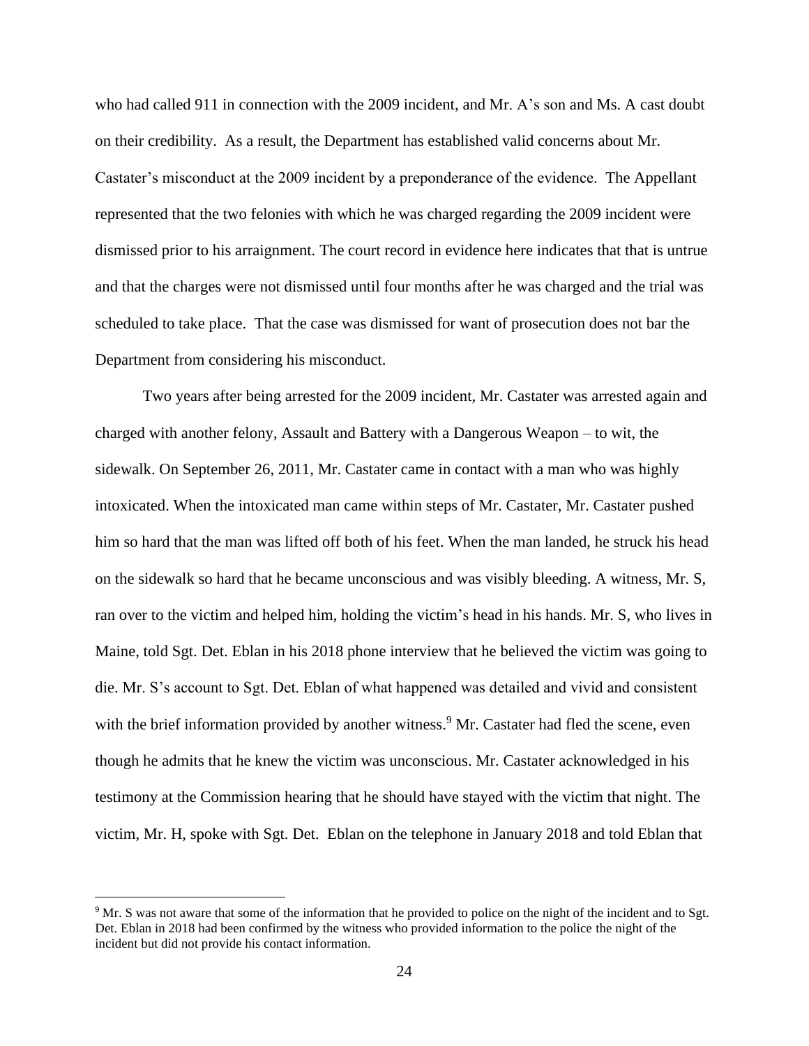who had called 911 in connection with the 2009 incident, and Mr. A's son and Ms. A cast doubt on their credibility. As a result, the Department has established valid concerns about Mr. Castater's misconduct at the 2009 incident by a preponderance of the evidence. The Appellant represented that the two felonies with which he was charged regarding the 2009 incident were dismissed prior to his arraignment. The court record in evidence here indicates that that is untrue and that the charges were not dismissed until four months after he was charged and the trial was scheduled to take place. That the case was dismissed for want of prosecution does not bar the Department from considering his misconduct.

Two years after being arrested for the 2009 incident, Mr. Castater was arrested again and charged with another felony, Assault and Battery with a Dangerous Weapon – to wit, the sidewalk. On September 26, 2011, Mr. Castater came in contact with a man who was highly intoxicated. When the intoxicated man came within steps of Mr. Castater, Mr. Castater pushed him so hard that the man was lifted off both of his feet. When the man landed, he struck his head on the sidewalk so hard that he became unconscious and was visibly bleeding. A witness, Mr. S, ran over to the victim and helped him, holding the victim's head in his hands. Mr. S, who lives in Maine, told Sgt. Det. Eblan in his 2018 phone interview that he believed the victim was going to die. Mr. S's account to Sgt. Det. Eblan of what happened was detailed and vivid and consistent with the brief information provided by another witness.[9] Mr. Castater had fled the scene, even though he admits that he knew the victim was unconscious. Mr. Castater acknowledged in his testimony at the Commission hearing that he should have stayed with the victim that night. The victim, Mr. H, spoke with Sgt. Det. Eblan on the telephone in January 2018 and told Eblan that

[9] Mr. S was not aware that some of the information that he provided to police on the night of the incident and to Sgt. Det. Eblan in 2018 had been confirmed by the witness who provided information to the police the night of the incident but did not provide his contact information.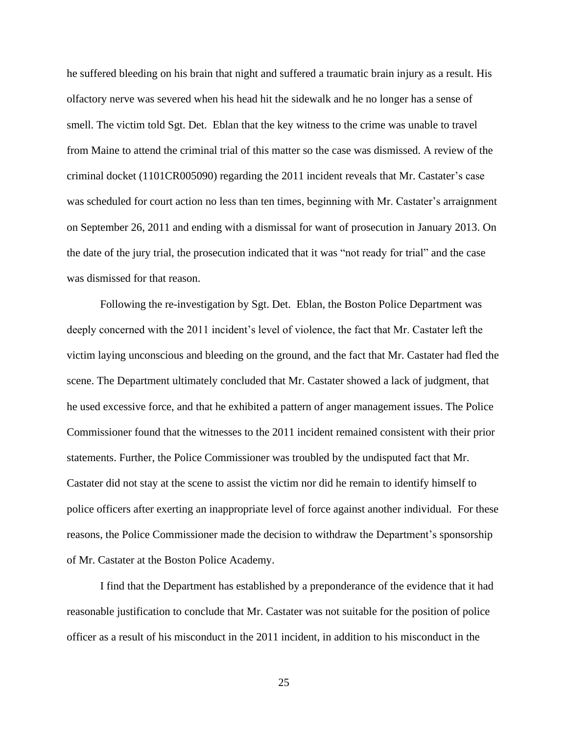he suffered bleeding on his brain that night and suffered a traumatic brain injury as a result. His olfactory nerve was severed when his head hit the sidewalk and he no longer has a sense of smell. The victim told Sgt. Det. Eblan that the key witness to the crime was unable to travel from Maine to attend the criminal trial of this matter so the case was dismissed. A review of the criminal docket (1101CR005090) regarding the 2011 incident reveals that Mr. Castater's case was scheduled for court action no less than ten times, beginning with Mr. Castater's arraignment on September 26, 2011 and ending with a dismissal for want of prosecution in January 2013. On the date of the jury trial, the prosecution indicated that it was "not ready for trial" and the case was dismissed for that reason.

Following the re-investigation by Sgt. Det. Eblan, the Boston Police Department was deeply concerned with the 2011 incident's level of violence, the fact that Mr. Castater left the victim laying unconscious and bleeding on the ground, and the fact that Mr. Castater had fled the scene. The Department ultimately concluded that Mr. Castater showed a lack of judgment, that he used excessive force, and that he exhibited a pattern of anger management issues. The Police Commissioner found that the witnesses to the 2011 incident remained consistent with their prior statements. Further, the Police Commissioner was troubled by the undisputed fact that Mr. Castater did not stay at the scene to assist the victim nor did he remain to identify himself to police officers after exerting an inappropriate level of force against another individual. For these reasons, the Police Commissioner made the decision to withdraw the Department's sponsorship of Mr. Castater at the Boston Police Academy.

I find that the Department has established by a preponderance of the evidence that it had reasonable justification to conclude that Mr. Castater was not suitable for the position of police officer as a result of his misconduct in the 2011 incident, in addition to his misconduct in the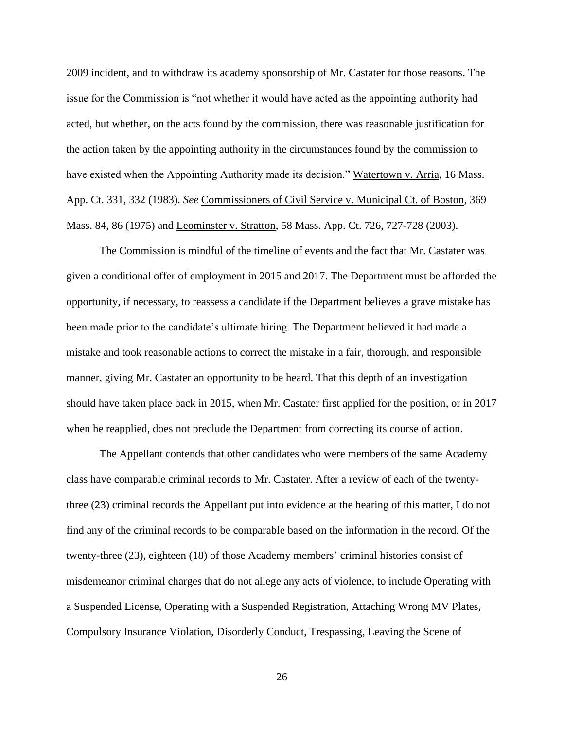2009 incident, and to withdraw its academy sponsorship of Mr. Castater for those reasons. The issue for the Commission is "not whether it would have acted as the appointing authority had acted, but whether, on the acts found by the commission, there was reasonable justification for the action taken by the appointing authority in the circumstances found by the commission to have existed when the Appointing Authority made its decision." Watertown v. Arria, 16 Mass. App. Ct. 331, 332 (1983). *See* Commissioners of Civil Service v. Municipal Ct. of Boston, 369 Mass. 84, 86 (1975) and Leominster v. Stratton, 58 Mass. App. Ct. 726, 727-728 (2003).

The Commission is mindful of the timeline of events and the fact that Mr. Castater was given a conditional offer of employment in 2015 and 2017. The Department must be afforded the opportunity, if necessary, to reassess a candidate if the Department believes a grave mistake has been made prior to the candidate's ultimate hiring. The Department believed it had made a mistake and took reasonable actions to correct the mistake in a fair, thorough, and responsible manner, giving Mr. Castater an opportunity to be heard. That this depth of an investigation should have taken place back in 2015, when Mr. Castater first applied for the position, or in 2017 when he reapplied, does not preclude the Department from correcting its course of action.

The Appellant contends that other candidates who were members of the same Academy class have comparable criminal records to Mr. Castater. After a review of each of the twenty-three (23) criminal records the Appellant put into evidence at the hearing of this matter, I do not find any of the criminal records to be comparable based on the information in the record. Of the twenty-three (23), eighteen (18) of those Academy members' criminal histories consist of misdemeanor criminal charges that do not allege any acts of violence, to include Operating with a Suspended License, Operating with a Suspended Registration, Attaching Wrong MV Plates, Compulsory Insurance Violation, Disorderly Conduct, Trespassing, Leaving the Scene of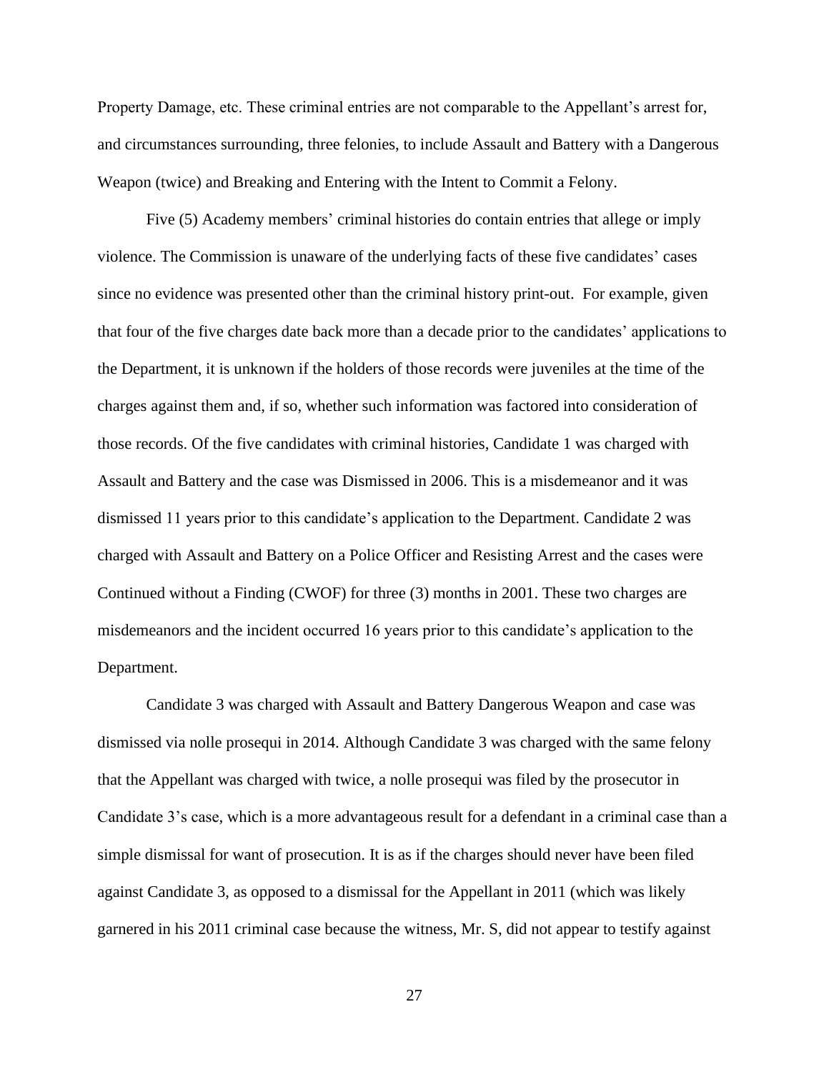Property Damage, etc. These criminal entries are not comparable to the Appellant's arrest for, and circumstances surrounding, three felonies, to include Assault and Battery with a Dangerous Weapon (twice) and Breaking and Entering with the Intent to Commit a Felony.

Five (5) Academy members' criminal histories do contain entries that allege or imply violence. The Commission is unaware of the underlying facts of these five candidates' cases since no evidence was presented other than the criminal history print-out. For example, given that four of the five charges date back more than a decade prior to the candidates' applications to the Department, it is unknown if the holders of those records were juveniles at the time of the charges against them and, if so, whether such information was factored into consideration of those records. Of the five candidates with criminal histories, Candidate 1 was charged with Assault and Battery and the case was Dismissed in 2006. This is a misdemeanor and it was dismissed 11 years prior to this candidate's application to the Department. Candidate 2 was charged with Assault and Battery on a Police Officer and Resisting Arrest and the cases were Continued without a Finding (CWOF) for three (3) months in 2001. These two charges are misdemeanors and the incident occurred 16 years prior to this candidate's application to the Department.

Candidate 3 was charged with Assault and Battery Dangerous Weapon and case was dismissed via nolle prosequi in 2014. Although Candidate 3 was charged with the same felony that the Appellant was charged with twice, a nolle prosequi was filed by the prosecutor in Candidate 3's case, which is a more advantageous result for a defendant in a criminal case than a simple dismissal for want of prosecution. It is as if the charges should never have been filed against Candidate 3, as opposed to a dismissal for the Appellant in 2011 (which was likely garnered in his 2011 criminal case because the witness, Mr. S, did not appear to testify against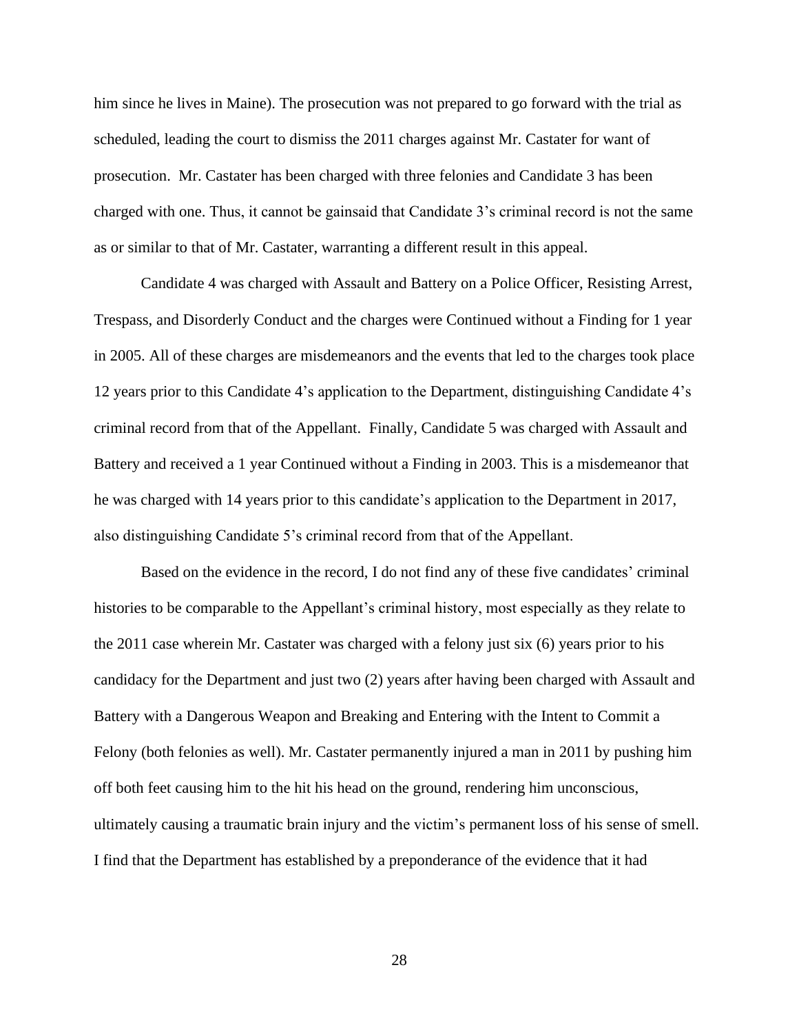him since he lives in Maine). The prosecution was not prepared to go forward with the trial as scheduled, leading the court to dismiss the 2011 charges against Mr. Castater for want of prosecution. Mr. Castater has been charged with three felonies and Candidate 3 has been charged with one. Thus, it cannot be gainsaid that Candidate 3's criminal record is not the same as or similar to that of Mr. Castater, warranting a different result in this appeal.

Candidate 4 was charged with Assault and Battery on a Police Officer, Resisting Arrest, Trespass, and Disorderly Conduct and the charges were Continued without a Finding for 1 year in 2005. All of these charges are misdemeanors and the events that led to the charges took place 12 years prior to this Candidate 4's application to the Department, distinguishing Candidate 4's criminal record from that of the Appellant. Finally, Candidate 5 was charged with Assault and Battery and received a 1 year Continued without a Finding in 2003. This is a misdemeanor that he was charged with 14 years prior to this candidate's application to the Department in 2017, also distinguishing Candidate 5's criminal record from that of the Appellant.

Based on the evidence in the record, I do not find any of these five candidates' criminal histories to be comparable to the Appellant's criminal history, most especially as they relate to the 2011 case wherein Mr. Castater was charged with a felony just six (6) years prior to his candidacy for the Department and just two (2) years after having been charged with Assault and Battery with a Dangerous Weapon and Breaking and Entering with the Intent to Commit a Felony (both felonies as well). Mr. Castater permanently injured a man in 2011 by pushing him off both feet causing him to the hit his head on the ground, rendering him unconscious, ultimately causing a traumatic brain injury and the victim's permanent loss of his sense of smell. I find that the Department has established by a preponderance of the evidence that it had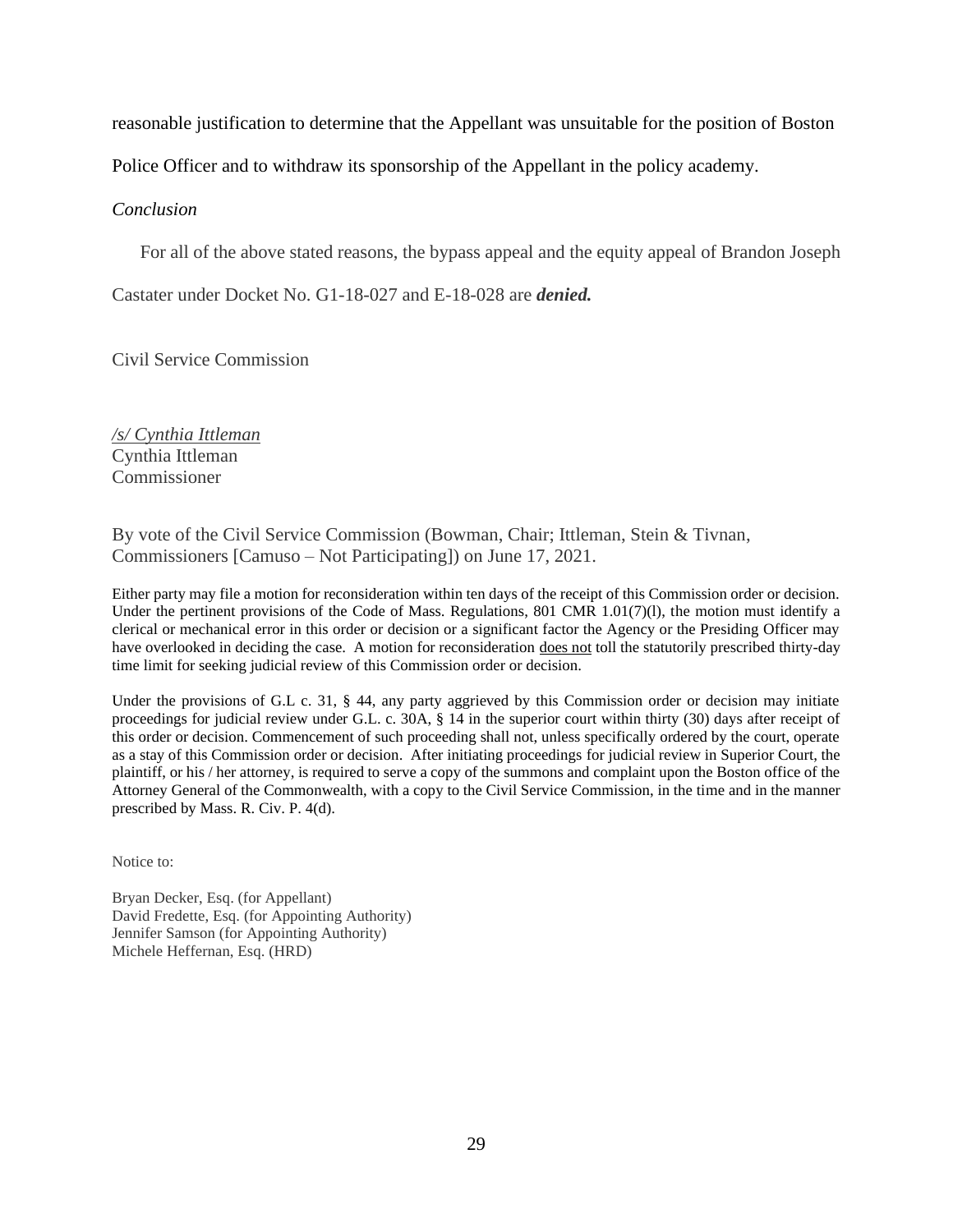reasonable justification to determine that the Appellant was unsuitable for the position of Boston Police Officer and to withdraw its sponsorship of the Appellant in the policy academy.

*Conclusion*

For all of the above stated reasons, the bypass appeal and the equity appeal of Brandon Joseph Castater under Docket No. G1-18-027 and E-18-028 are ***denied.***

Civil Service Commission

*/s/ Cynthia Ittleman*
Cynthia Ittleman
Commissioner

By vote of the Civil Service Commission (Bowman, Chair; Ittleman, Stein & Tivnan, Commissioners [Camuso – Not Participating]) on June 17, 2021.

Either party may file a motion for reconsideration within ten days of the receipt of this Commission order or decision. Under the pertinent provisions of the Code of Mass. Regulations, 801 CMR 1.01(7)(l), the motion must identify a clerical or mechanical error in this order or decision or a significant factor the Agency or the Presiding Officer may have overlooked in deciding the case. A motion for reconsideration does not toll the statutorily prescribed thirty-day time limit for seeking judicial review of this Commission order or decision.

Under the provisions of G.L c. 31, § 44, any party aggrieved by this Commission order or decision may initiate proceedings for judicial review under G.L. c. 30A, § 14 in the superior court within thirty (30) days after receipt of this order or decision. Commencement of such proceeding shall not, unless specifically ordered by the court, operate as a stay of this Commission order or decision. After initiating proceedings for judicial review in Superior Court, the plaintiff, or his / her attorney, is required to serve a copy of the summons and complaint upon the Boston office of the Attorney General of the Commonwealth, with a copy to the Civil Service Commission, in the time and in the manner prescribed by Mass. R. Civ. P. 4(d).

Notice to:

Bryan Decker, Esq. (for Appellant)
David Fredette, Esq. (for Appointing Authority)
Jennifer Samson (for Appointing Authority)
Michele Heffernan, Esq. (HRD)